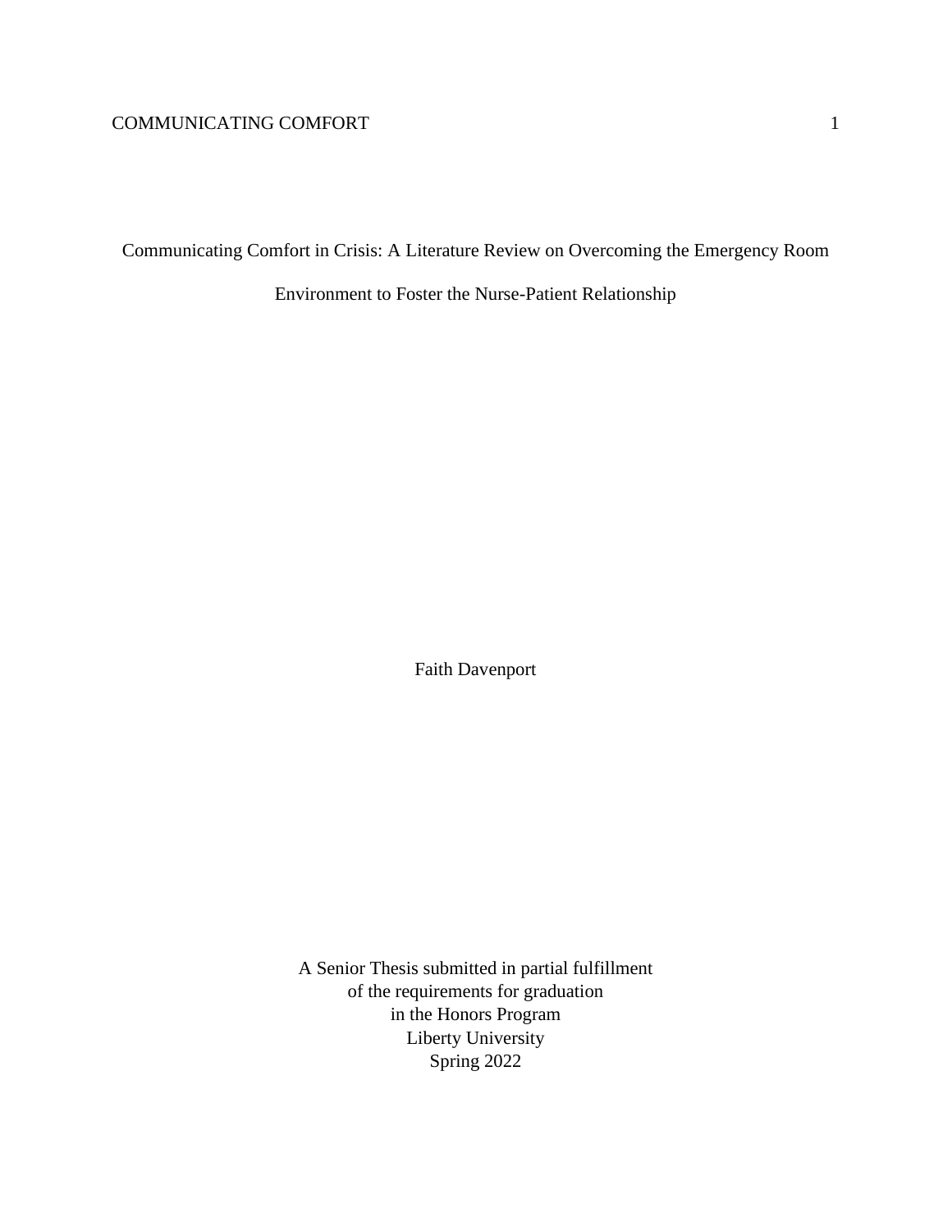# Communicating Comfort in Crisis: A Literature Review on Overcoming the Emergency Room Environment to Foster the Nurse-Patient Relationship

Faith Davenport

A Senior Thesis submitted in partial fulfillment
of the requirements for graduation
in the Honors Program
Liberty University
Spring 2022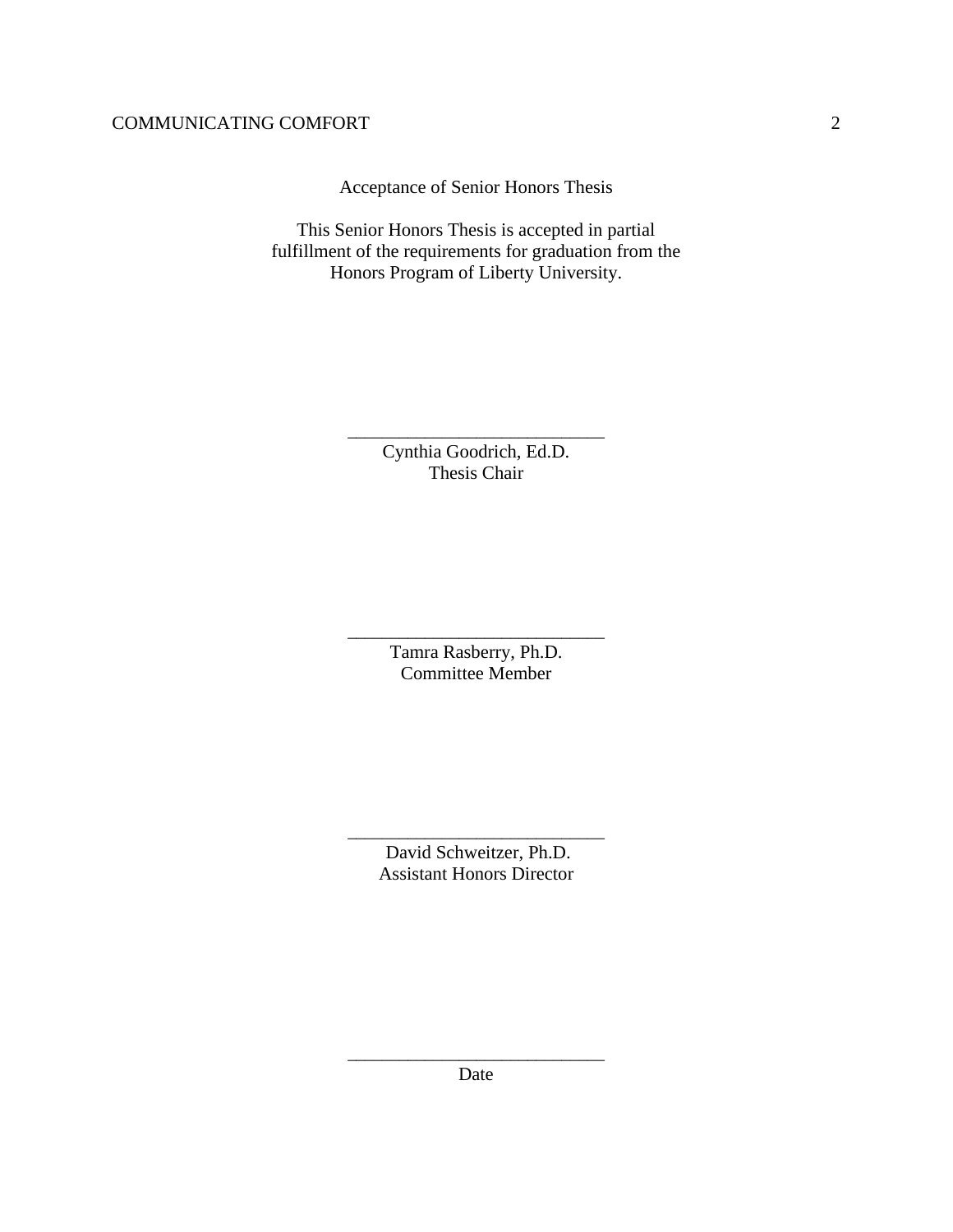Acceptance of Senior Honors Thesis

This Senior Honors Thesis is accepted in partial fulfillment of the requirements for graduation from the Honors Program of Liberty University.

______________________________
Cynthia Goodrich, Ed.D.
Thesis Chair

______________________________
Tamra Rasberry, Ph.D.
Committee Member

______________________________
David Schweitzer, Ph.D.
Assistant Honors Director

______________________________
Date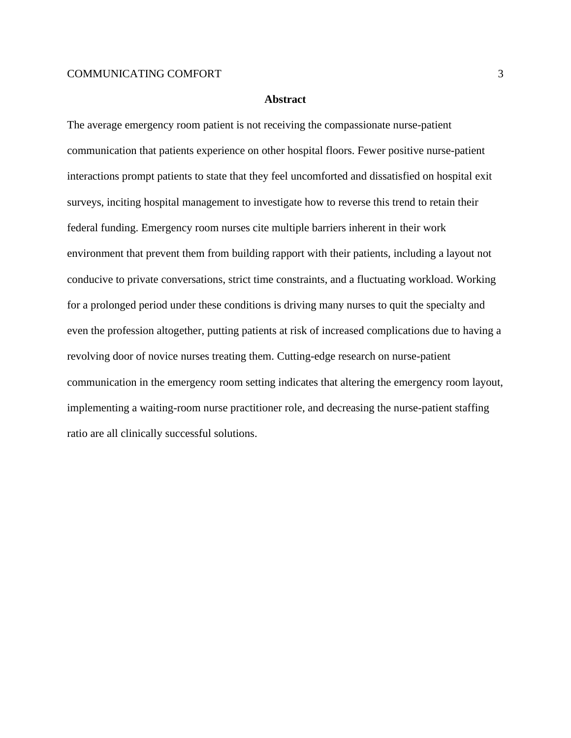# Abstract

The average emergency room patient is not receiving the compassionate nurse-patient communication that patients experience on other hospital floors. Fewer positive nurse-patient interactions prompt patients to state that they feel uncomforted and dissatisfied on hospital exit surveys, inciting hospital management to investigate how to reverse this trend to retain their federal funding. Emergency room nurses cite multiple barriers inherent in their work environment that prevent them from building rapport with their patients, including a layout not conducive to private conversations, strict time constraints, and a fluctuating workload. Working for a prolonged period under these conditions is driving many nurses to quit the specialty and even the profession altogether, putting patients at risk of increased complications due to having a revolving door of novice nurses treating them. Cutting-edge research on nurse-patient communication in the emergency room setting indicates that altering the emergency room layout, implementing a waiting-room nurse practitioner role, and decreasing the nurse-patient staffing ratio are all clinically successful solutions.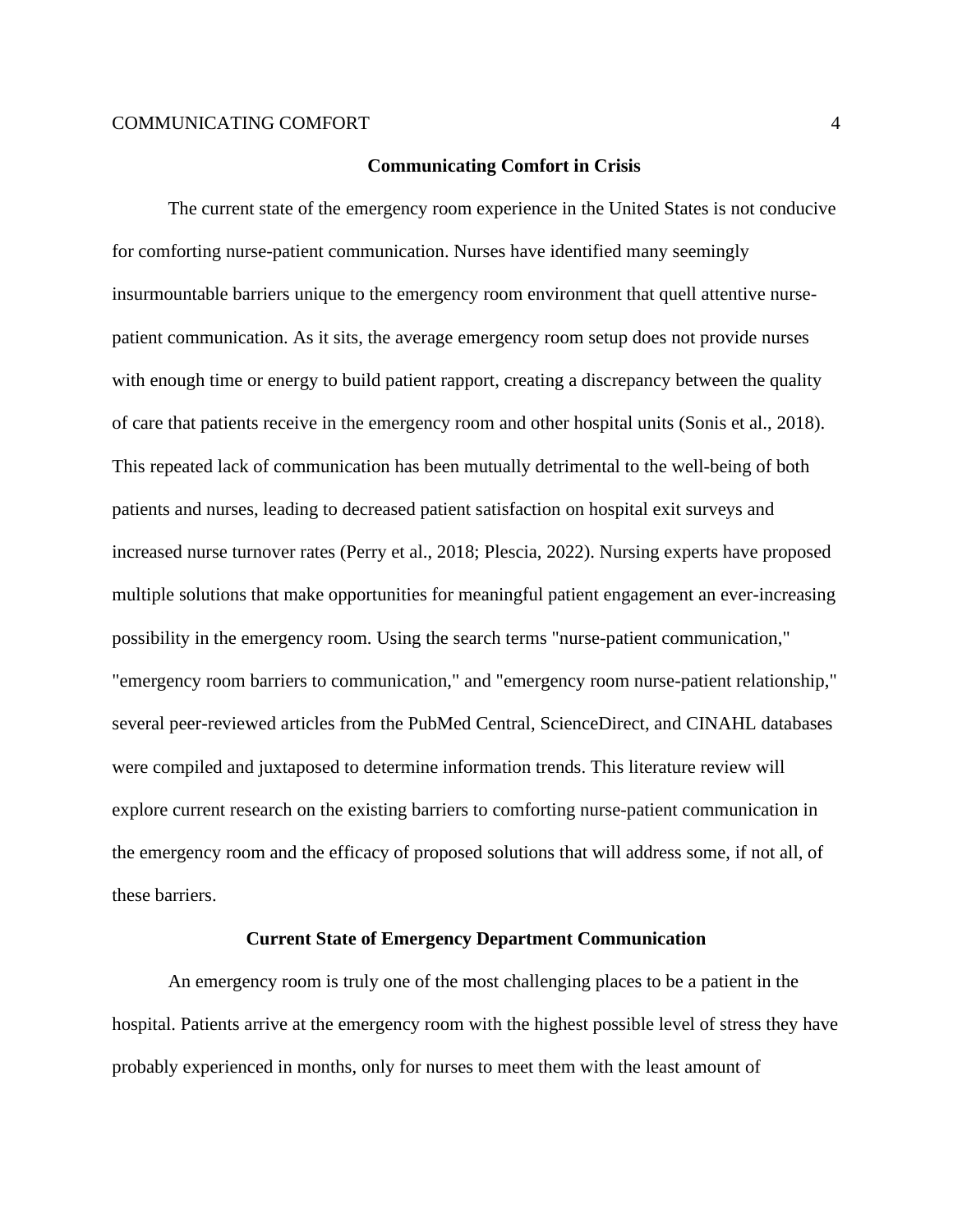## Communicating Comfort in Crisis

The current state of the emergency room experience in the United States is not conducive for comforting nurse-patient communication. Nurses have identified many seemingly insurmountable barriers unique to the emergency room environment that quell attentive nurse-patient communication. As it sits, the average emergency room setup does not provide nurses with enough time or energy to build patient rapport, creating a discrepancy between the quality of care that patients receive in the emergency room and other hospital units (Sonis et al., 2018). This repeated lack of communication has been mutually detrimental to the well-being of both patients and nurses, leading to decreased patient satisfaction on hospital exit surveys and increased nurse turnover rates (Perry et al., 2018; Plescia, 2022). Nursing experts have proposed multiple solutions that make opportunities for meaningful patient engagement an ever-increasing possibility in the emergency room. Using the search terms "nurse-patient communication," "emergency room barriers to communication," and "emergency room nurse-patient relationship," several peer-reviewed articles from the PubMed Central, ScienceDirect, and CINAHL databases were compiled and juxtaposed to determine information trends. This literature review will explore current research on the existing barriers to comforting nurse-patient communication in the emergency room and the efficacy of proposed solutions that will address some, if not all, of these barriers.

### Current State of Emergency Department Communication

An emergency room is truly one of the most challenging places to be a patient in the hospital. Patients arrive at the emergency room with the highest possible level of stress they have probably experienced in months, only for nurses to meet them with the least amount of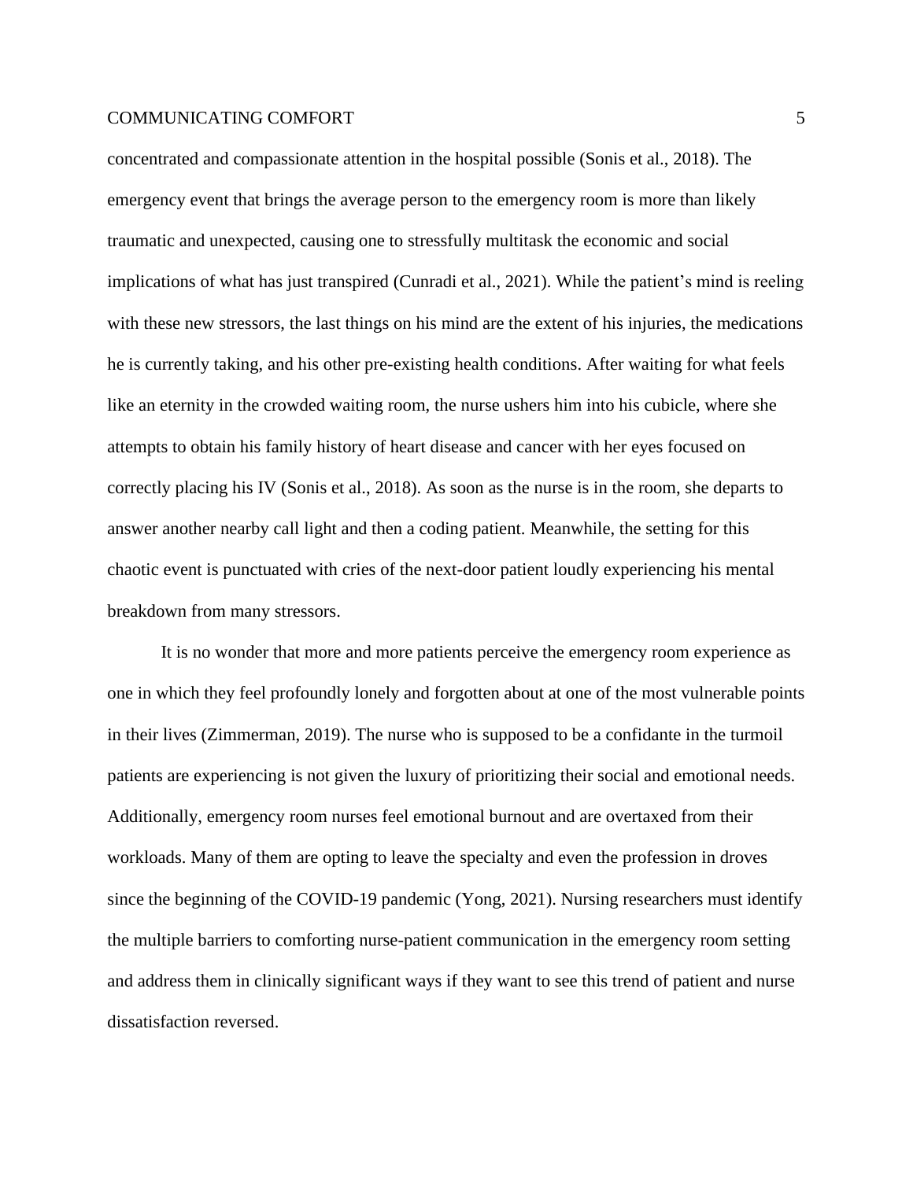concentrated and compassionate attention in the hospital possible (Sonis et al., 2018). The emergency event that brings the average person to the emergency room is more than likely traumatic and unexpected, causing one to stressfully multitask the economic and social implications of what has just transpired (Cunradi et al., 2021). While the patient's mind is reeling with these new stressors, the last things on his mind are the extent of his injuries, the medications he is currently taking, and his other pre-existing health conditions. After waiting for what feels like an eternity in the crowded waiting room, the nurse ushers him into his cubicle, where she attempts to obtain his family history of heart disease and cancer with her eyes focused on correctly placing his IV (Sonis et al., 2018). As soon as the nurse is in the room, she departs to answer another nearby call light and then a coding patient. Meanwhile, the setting for this chaotic event is punctuated with cries of the next-door patient loudly experiencing his mental breakdown from many stressors.

It is no wonder that more and more patients perceive the emergency room experience as one in which they feel profoundly lonely and forgotten about at one of the most vulnerable points in their lives (Zimmerman, 2019). The nurse who is supposed to be a confidante in the turmoil patients are experiencing is not given the luxury of prioritizing their social and emotional needs. Additionally, emergency room nurses feel emotional burnout and are overtaxed from their workloads. Many of them are opting to leave the specialty and even the profession in droves since the beginning of the COVID-19 pandemic (Yong, 2021). Nursing researchers must identify the multiple barriers to comforting nurse-patient communication in the emergency room setting and address them in clinically significant ways if they want to see this trend of patient and nurse dissatisfaction reversed.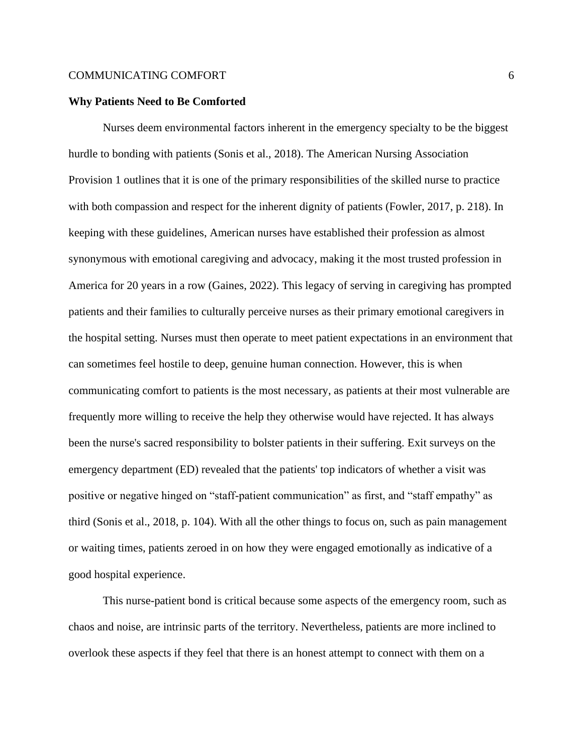**Why Patients Need to Be Comforted**

Nurses deem environmental factors inherent in the emergency specialty to be the biggest hurdle to bonding with patients (Sonis et al., 2018). The American Nursing Association Provision 1 outlines that it is one of the primary responsibilities of the skilled nurse to practice with both compassion and respect for the inherent dignity of patients (Fowler, 2017, p. 218). In keeping with these guidelines, American nurses have established their profession as almost synonymous with emotional caregiving and advocacy, making it the most trusted profession in America for 20 years in a row (Gaines, 2022). This legacy of serving in caregiving has prompted patients and their families to culturally perceive nurses as their primary emotional caregivers in the hospital setting. Nurses must then operate to meet patient expectations in an environment that can sometimes feel hostile to deep, genuine human connection. However, this is when communicating comfort to patients is the most necessary, as patients at their most vulnerable are frequently more willing to receive the help they otherwise would have rejected. It has always been the nurse's sacred responsibility to bolster patients in their suffering. Exit surveys on the emergency department (ED) revealed that the patients' top indicators of whether a visit was positive or negative hinged on "staff-patient communication" as first, and "staff empathy" as third (Sonis et al., 2018, p. 104). With all the other things to focus on, such as pain management or waiting times, patients zeroed in on how they were engaged emotionally as indicative of a good hospital experience.

This nurse-patient bond is critical because some aspects of the emergency room, such as chaos and noise, are intrinsic parts of the territory. Nevertheless, patients are more inclined to overlook these aspects if they feel that there is an honest attempt to connect with them on a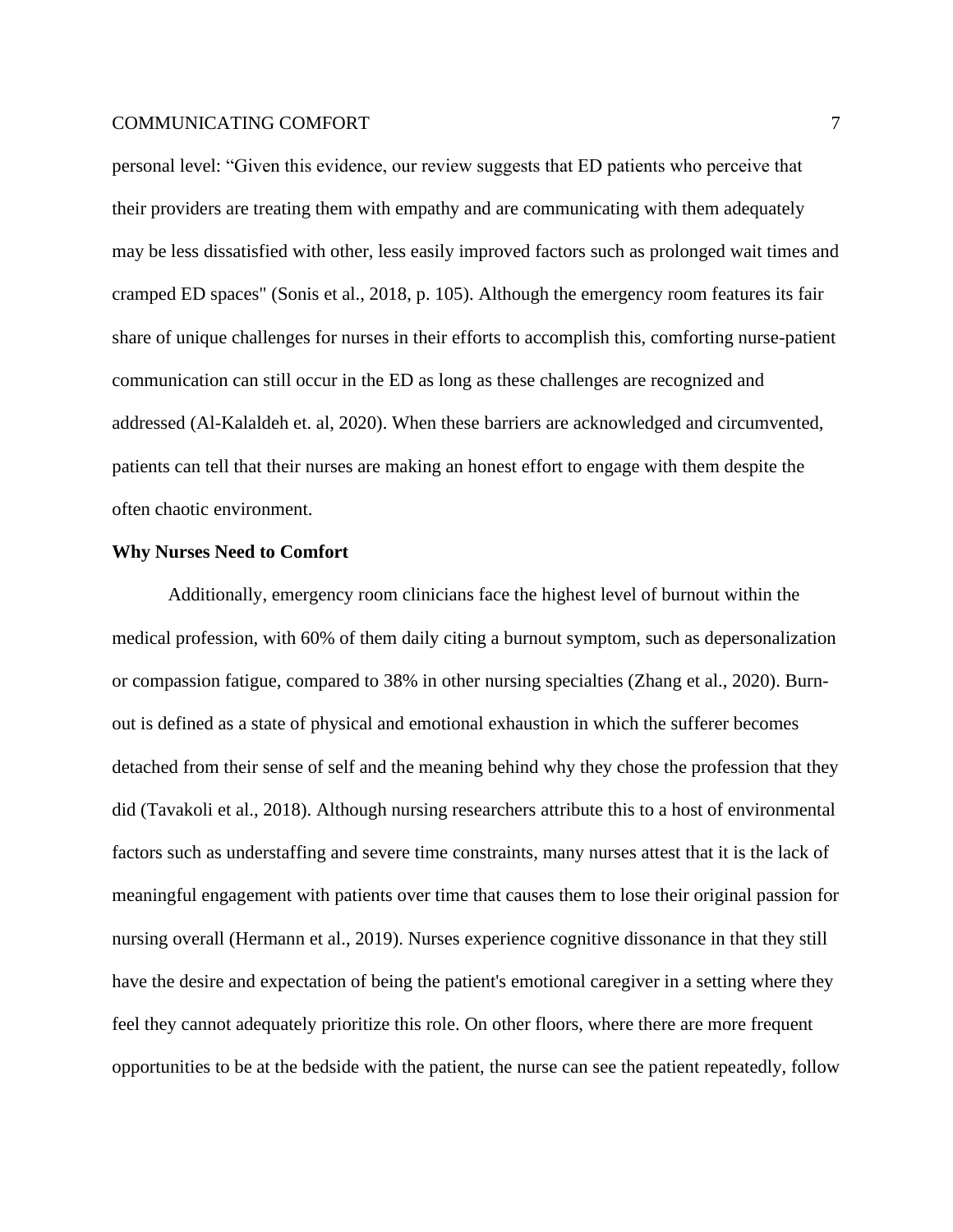personal level: “Given this evidence, our review suggests that ED patients who perceive that their providers are treating them with empathy and are communicating with them adequately may be less dissatisfied with other, less easily improved factors such as prolonged wait times and cramped ED spaces" (Sonis et al., 2018, p. 105). Although the emergency room features its fair share of unique challenges for nurses in their efforts to accomplish this, comforting nurse-patient communication can still occur in the ED as long as these challenges are recognized and addressed (Al-Kalaldeh et. al, 2020). When these barriers are acknowledged and circumvented, patients can tell that their nurses are making an honest effort to engage with them despite the often chaotic environment.

**Why Nurses Need to Comfort**

Additionally, emergency room clinicians face the highest level of burnout within the medical profession, with 60% of them daily citing a burnout symptom, such as depersonalization or compassion fatigue, compared to 38% in other nursing specialties (Zhang et al., 2020). Burn-out is defined as a state of physical and emotional exhaustion in which the sufferer becomes detached from their sense of self and the meaning behind why they chose the profession that they did (Tavakoli et al., 2018). Although nursing researchers attribute this to a host of environmental factors such as understaffing and severe time constraints, many nurses attest that it is the lack of meaningful engagement with patients over time that causes them to lose their original passion for nursing overall (Hermann et al., 2019). Nurses experience cognitive dissonance in that they still have the desire and expectation of being the patient's emotional caregiver in a setting where they feel they cannot adequately prioritize this role. On other floors, where there are more frequent opportunities to be at the bedside with the patient, the nurse can see the patient repeatedly, follow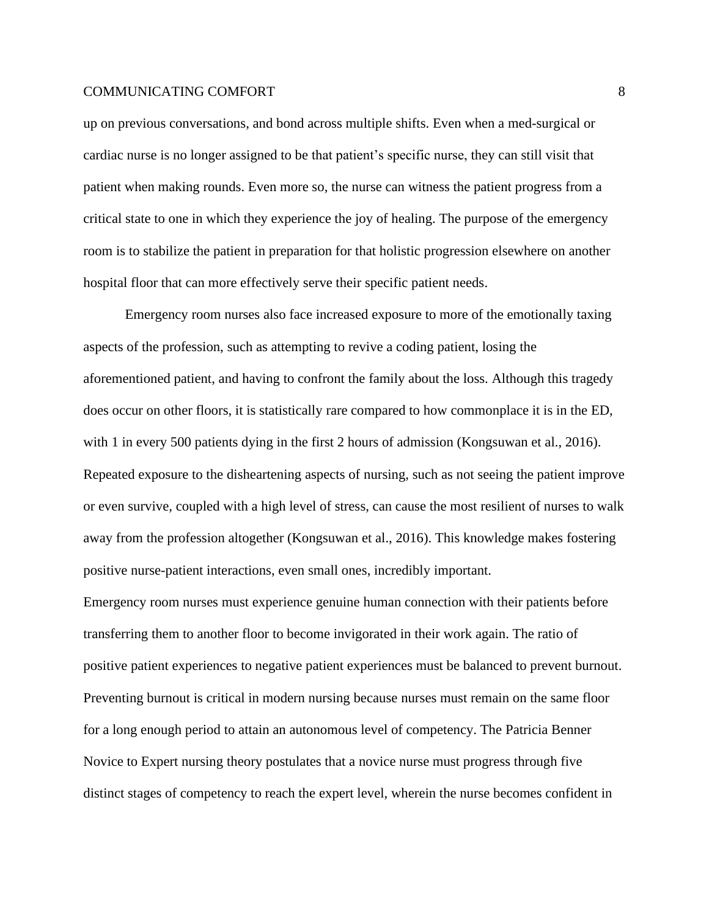up on previous conversations, and bond across multiple shifts. Even when a med-surgical or cardiac nurse is no longer assigned to be that patient's specific nurse, they can still visit that patient when making rounds. Even more so, the nurse can witness the patient progress from a critical state to one in which they experience the joy of healing. The purpose of the emergency room is to stabilize the patient in preparation for that holistic progression elsewhere on another hospital floor that can more effectively serve their specific patient needs.

Emergency room nurses also face increased exposure to more of the emotionally taxing aspects of the profession, such as attempting to revive a coding patient, losing the aforementioned patient, and having to confront the family about the loss. Although this tragedy does occur on other floors, it is statistically rare compared to how commonplace it is in the ED, with 1 in every 500 patients dying in the first 2 hours of admission (Kongsuwan et al., 2016). Repeated exposure to the disheartening aspects of nursing, such as not seeing the patient improve or even survive, coupled with a high level of stress, can cause the most resilient of nurses to walk away from the profession altogether (Kongsuwan et al., 2016). This knowledge makes fostering positive nurse-patient interactions, even small ones, incredibly important.

Emergency room nurses must experience genuine human connection with their patients before transferring them to another floor to become invigorated in their work again. The ratio of positive patient experiences to negative patient experiences must be balanced to prevent burnout. Preventing burnout is critical in modern nursing because nurses must remain on the same floor for a long enough period to attain an autonomous level of competency. The Patricia Benner Novice to Expert nursing theory postulates that a novice nurse must progress through five distinct stages of competency to reach the expert level, wherein the nurse becomes confident in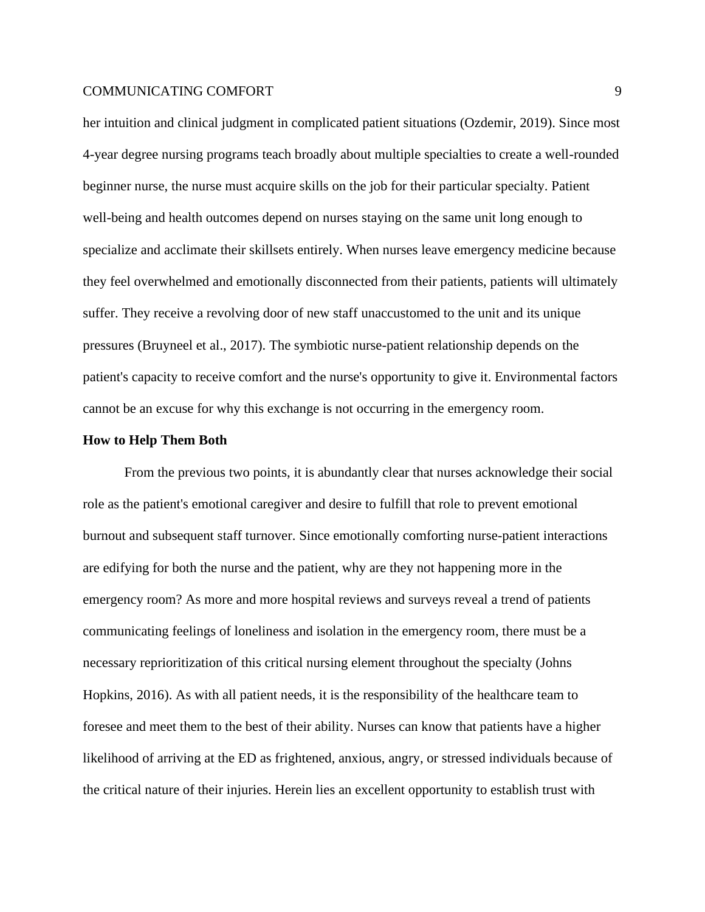her intuition and clinical judgment in complicated patient situations (Ozdemir, 2019). Since most 4-year degree nursing programs teach broadly about multiple specialties to create a well-rounded beginner nurse, the nurse must acquire skills on the job for their particular specialty. Patient well-being and health outcomes depend on nurses staying on the same unit long enough to specialize and acclimate their skillsets entirely. When nurses leave emergency medicine because they feel overwhelmed and emotionally disconnected from their patients, patients will ultimately suffer. They receive a revolving door of new staff unaccustomed to the unit and its unique pressures (Bruyneel et al., 2017). The symbiotic nurse-patient relationship depends on the patient's capacity to receive comfort and the nurse's opportunity to give it. Environmental factors cannot be an excuse for why this exchange is not occurring in the emergency room.

**How to Help Them Both**

From the previous two points, it is abundantly clear that nurses acknowledge their social role as the patient's emotional caregiver and desire to fulfill that role to prevent emotional burnout and subsequent staff turnover. Since emotionally comforting nurse-patient interactions are edifying for both the nurse and the patient, why are they not happening more in the emergency room? As more and more hospital reviews and surveys reveal a trend of patients communicating feelings of loneliness and isolation in the emergency room, there must be a necessary reprioritization of this critical nursing element throughout the specialty (Johns Hopkins, 2016). As with all patient needs, it is the responsibility of the healthcare team to foresee and meet them to the best of their ability. Nurses can know that patients have a higher likelihood of arriving at the ED as frightened, anxious, angry, or stressed individuals because of the critical nature of their injuries. Herein lies an excellent opportunity to establish trust with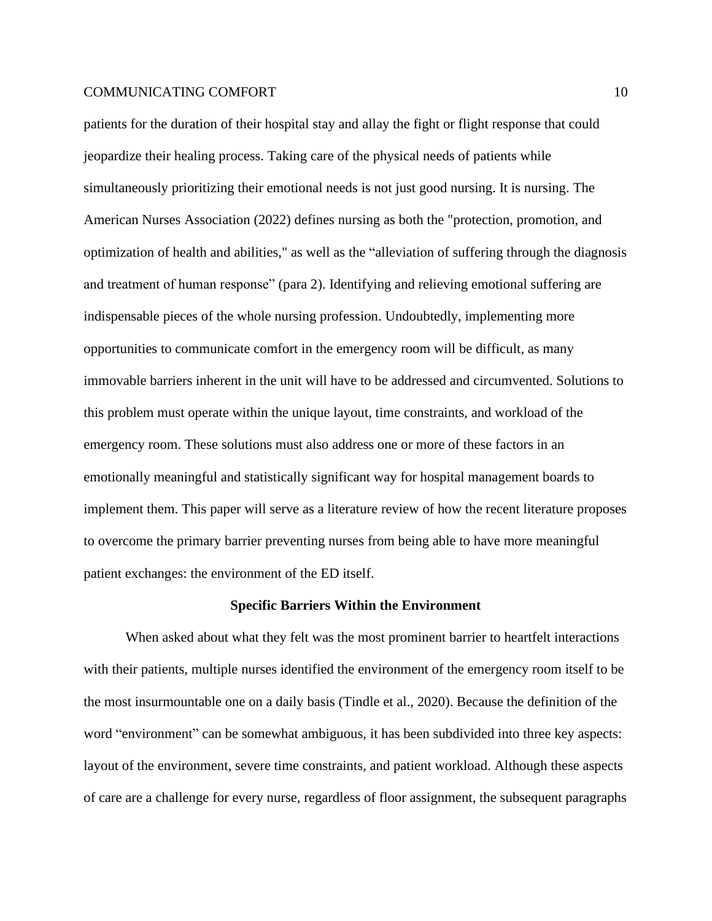patients for the duration of their hospital stay and allay the fight or flight response that could jeopardize their healing process. Taking care of the physical needs of patients while simultaneously prioritizing their emotional needs is not just good nursing. It is nursing. The American Nurses Association (2022) defines nursing as both the "protection, promotion, and optimization of health and abilities," as well as the "alleviation of suffering through the diagnosis and treatment of human response" (para 2). Identifying and relieving emotional suffering are indispensable pieces of the whole nursing profession. Undoubtedly, implementing more opportunities to communicate comfort in the emergency room will be difficult, as many immovable barriers inherent in the unit will have to be addressed and circumvented. Solutions to this problem must operate within the unique layout, time constraints, and workload of the emergency room. These solutions must also address one or more of these factors in an emotionally meaningful and statistically significant way for hospital management boards to implement them. This paper will serve as a literature review of how the recent literature proposes to overcome the primary barrier preventing nurses from being able to have more meaningful patient exchanges: the environment of the ED itself.

## Specific Barriers Within the Environment

When asked about what they felt was the most prominent barrier to heartfelt interactions with their patients, multiple nurses identified the environment of the emergency room itself to be the most insurmountable one on a daily basis (Tindle et al., 2020). Because the definition of the word "environment" can be somewhat ambiguous, it has been subdivided into three key aspects: layout of the environment, severe time constraints, and patient workload. Although these aspects of care are a challenge for every nurse, regardless of floor assignment, the subsequent paragraphs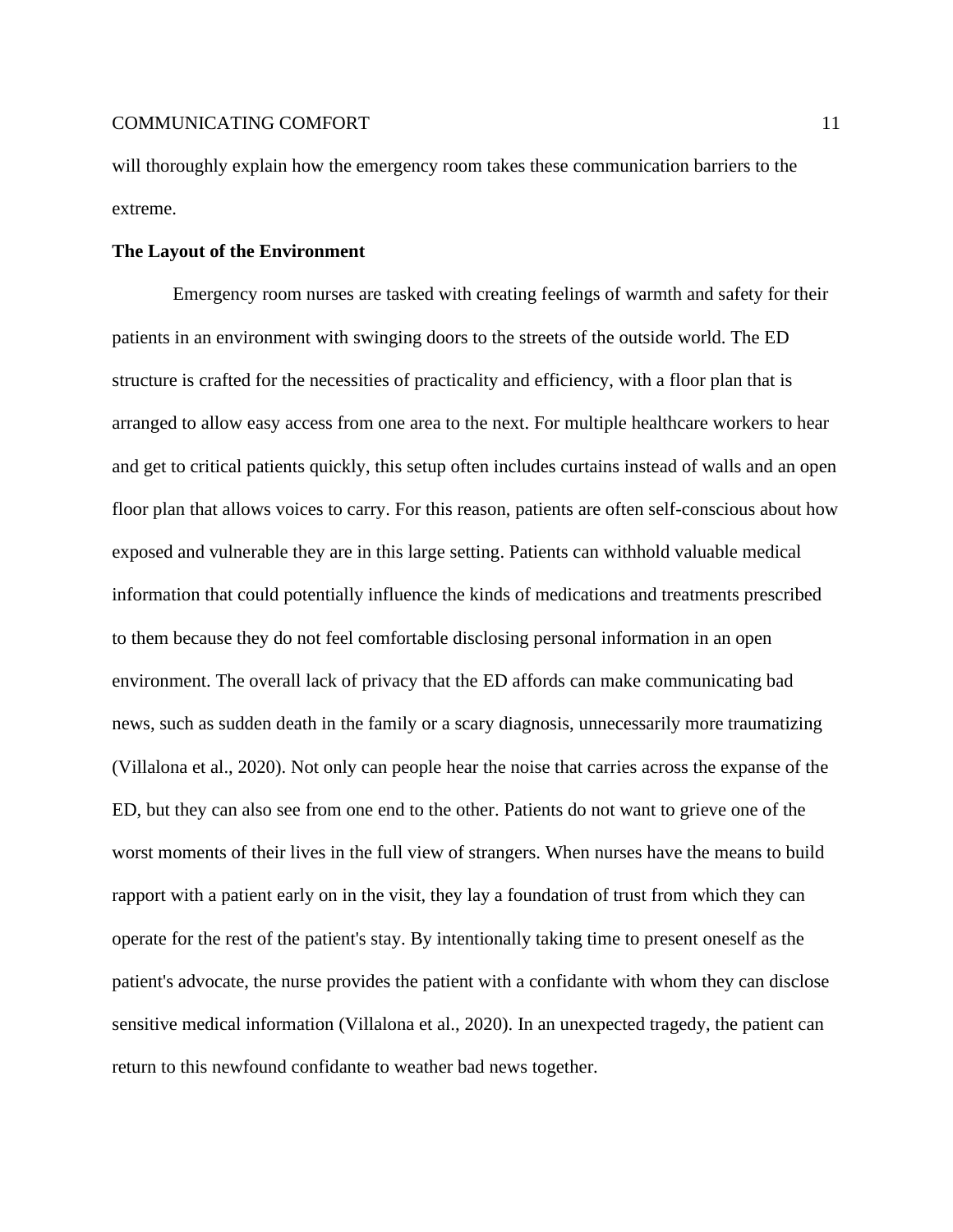will thoroughly explain how the emergency room takes these communication barriers to the extreme.

**The Layout of the Environment**

Emergency room nurses are tasked with creating feelings of warmth and safety for their patients in an environment with swinging doors to the streets of the outside world. The ED structure is crafted for the necessities of practicality and efficiency, with a floor plan that is arranged to allow easy access from one area to the next. For multiple healthcare workers to hear and get to critical patients quickly, this setup often includes curtains instead of walls and an open floor plan that allows voices to carry. For this reason, patients are often self-conscious about how exposed and vulnerable they are in this large setting. Patients can withhold valuable medical information that could potentially influence the kinds of medications and treatments prescribed to them because they do not feel comfortable disclosing personal information in an open environment. The overall lack of privacy that the ED affords can make communicating bad news, such as sudden death in the family or a scary diagnosis, unnecessarily more traumatizing (Villalona et al., 2020). Not only can people hear the noise that carries across the expanse of the ED, but they can also see from one end to the other. Patients do not want to grieve one of the worst moments of their lives in the full view of strangers. When nurses have the means to build rapport with a patient early on in the visit, they lay a foundation of trust from which they can operate for the rest of the patient's stay. By intentionally taking time to present oneself as the patient's advocate, the nurse provides the patient with a confidante with whom they can disclose sensitive medical information (Villalona et al., 2020). In an unexpected tragedy, the patient can return to this newfound confidante to weather bad news together.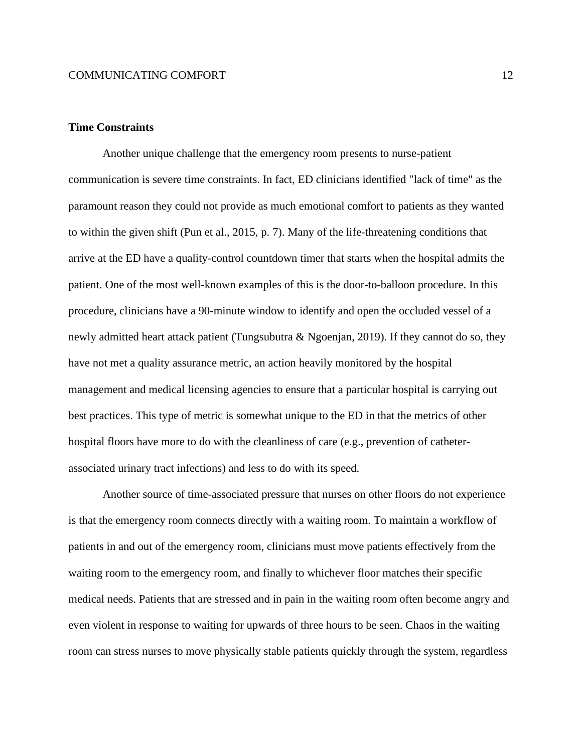**Time Constraints**

Another unique challenge that the emergency room presents to nurse-patient communication is severe time constraints. In fact, ED clinicians identified "lack of time" as the paramount reason they could not provide as much emotional comfort to patients as they wanted to within the given shift (Pun et al., 2015, p. 7). Many of the life-threatening conditions that arrive at the ED have a quality-control countdown timer that starts when the hospital admits the patient. One of the most well-known examples of this is the door-to-balloon procedure. In this procedure, clinicians have a 90-minute window to identify and open the occluded vessel of a newly admitted heart attack patient (Tungsubutra & Ngoenjan, 2019). If they cannot do so, they have not met a quality assurance metric, an action heavily monitored by the hospital management and medical licensing agencies to ensure that a particular hospital is carrying out best practices. This type of metric is somewhat unique to the ED in that the metrics of other hospital floors have more to do with the cleanliness of care (e.g., prevention of catheter-associated urinary tract infections) and less to do with its speed.

Another source of time-associated pressure that nurses on other floors do not experience is that the emergency room connects directly with a waiting room. To maintain a workflow of patients in and out of the emergency room, clinicians must move patients effectively from the waiting room to the emergency room, and finally to whichever floor matches their specific medical needs. Patients that are stressed and in pain in the waiting room often become angry and even violent in response to waiting for upwards of three hours to be seen. Chaos in the waiting room can stress nurses to move physically stable patients quickly through the system, regardless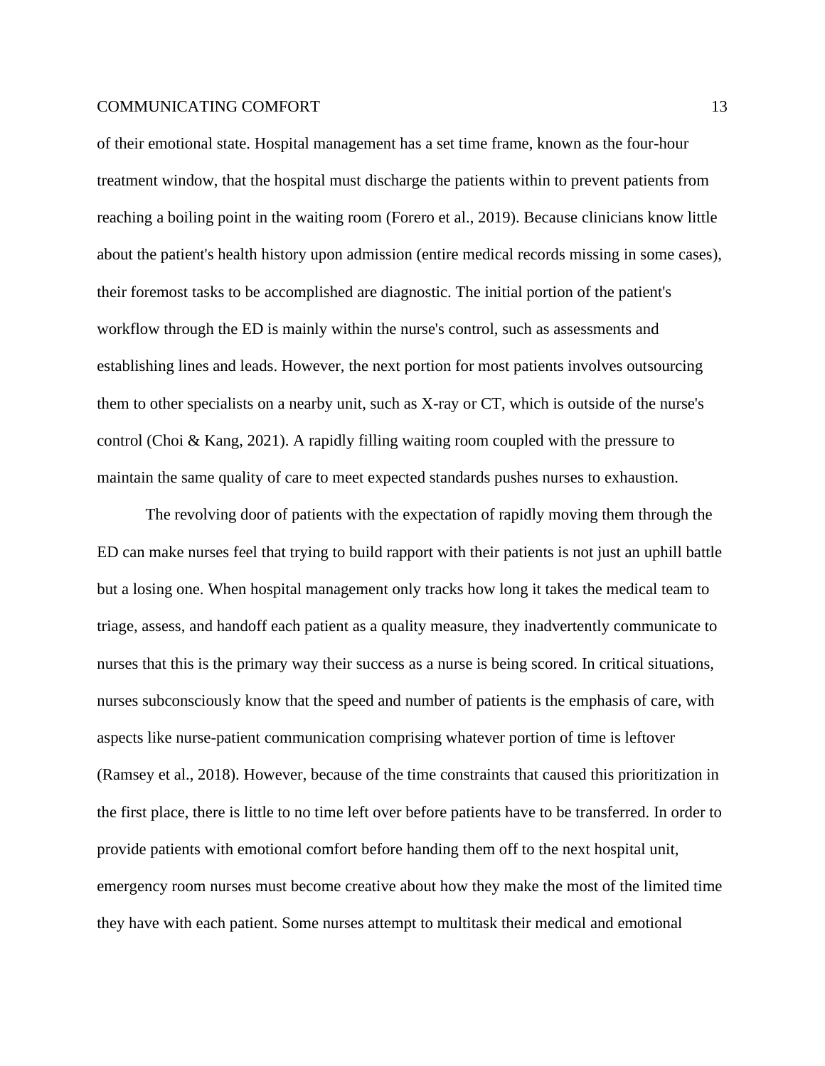of their emotional state. Hospital management has a set time frame, known as the four-hour treatment window, that the hospital must discharge the patients within to prevent patients from reaching a boiling point in the waiting room (Forero et al., 2019). Because clinicians know little about the patient's health history upon admission (entire medical records missing in some cases), their foremost tasks to be accomplished are diagnostic. The initial portion of the patient's workflow through the ED is mainly within the nurse's control, such as assessments and establishing lines and leads. However, the next portion for most patients involves outsourcing them to other specialists on a nearby unit, such as X-ray or CT, which is outside of the nurse's control (Choi & Kang, 2021). A rapidly filling waiting room coupled with the pressure to maintain the same quality of care to meet expected standards pushes nurses to exhaustion.

The revolving door of patients with the expectation of rapidly moving them through the ED can make nurses feel that trying to build rapport with their patients is not just an uphill battle but a losing one. When hospital management only tracks how long it takes the medical team to triage, assess, and handoff each patient as a quality measure, they inadvertently communicate to nurses that this is the primary way their success as a nurse is being scored. In critical situations, nurses subconsciously know that the speed and number of patients is the emphasis of care, with aspects like nurse-patient communication comprising whatever portion of time is leftover (Ramsey et al., 2018). However, because of the time constraints that caused this prioritization in the first place, there is little to no time left over before patients have to be transferred. In order to provide patients with emotional comfort before handing them off to the next hospital unit, emergency room nurses must become creative about how they make the most of the limited time they have with each patient. Some nurses attempt to multitask their medical and emotional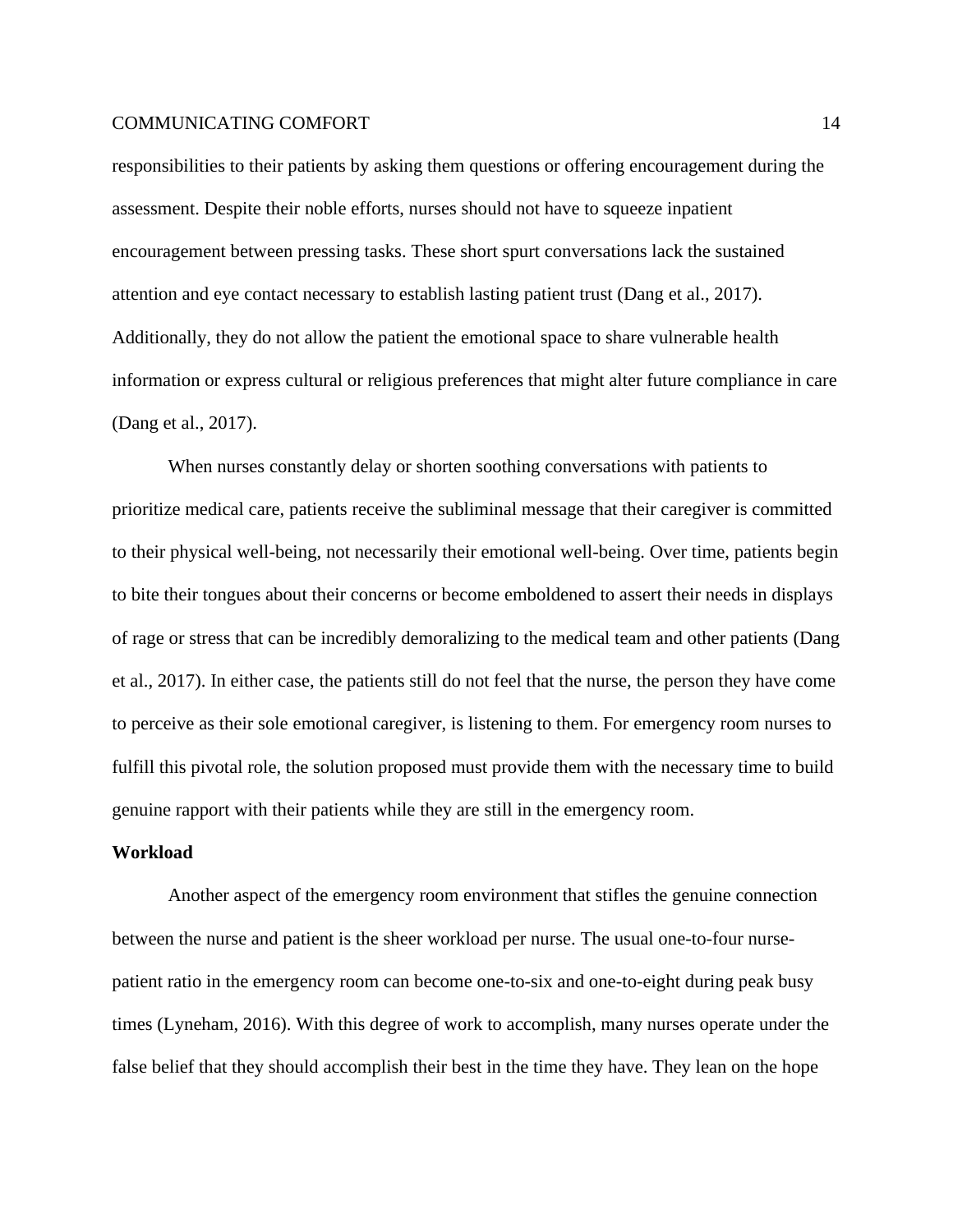responsibilities to their patients by asking them questions or offering encouragement during the assessment. Despite their noble efforts, nurses should not have to squeeze inpatient encouragement between pressing tasks. These short spurt conversations lack the sustained attention and eye contact necessary to establish lasting patient trust (Dang et al., 2017). Additionally, they do not allow the patient the emotional space to share vulnerable health information or express cultural or religious preferences that might alter future compliance in care (Dang et al., 2017).

When nurses constantly delay or shorten soothing conversations with patients to prioritize medical care, patients receive the subliminal message that their caregiver is committed to their physical well-being, not necessarily their emotional well-being. Over time, patients begin to bite their tongues about their concerns or become emboldened to assert their needs in displays of rage or stress that can be incredibly demoralizing to the medical team and other patients (Dang et al., 2017). In either case, the patients still do not feel that the nurse, the person they have come to perceive as their sole emotional caregiver, is listening to them. For emergency room nurses to fulfill this pivotal role, the solution proposed must provide them with the necessary time to build genuine rapport with their patients while they are still in the emergency room.

**Workload**

Another aspect of the emergency room environment that stifles the genuine connection between the nurse and patient is the sheer workload per nurse. The usual one-to-four nurse-patient ratio in the emergency room can become one-to-six and one-to-eight during peak busy times (Lyneham, 2016). With this degree of work to accomplish, many nurses operate under the false belief that they should accomplish their best in the time they have. They lean on the hope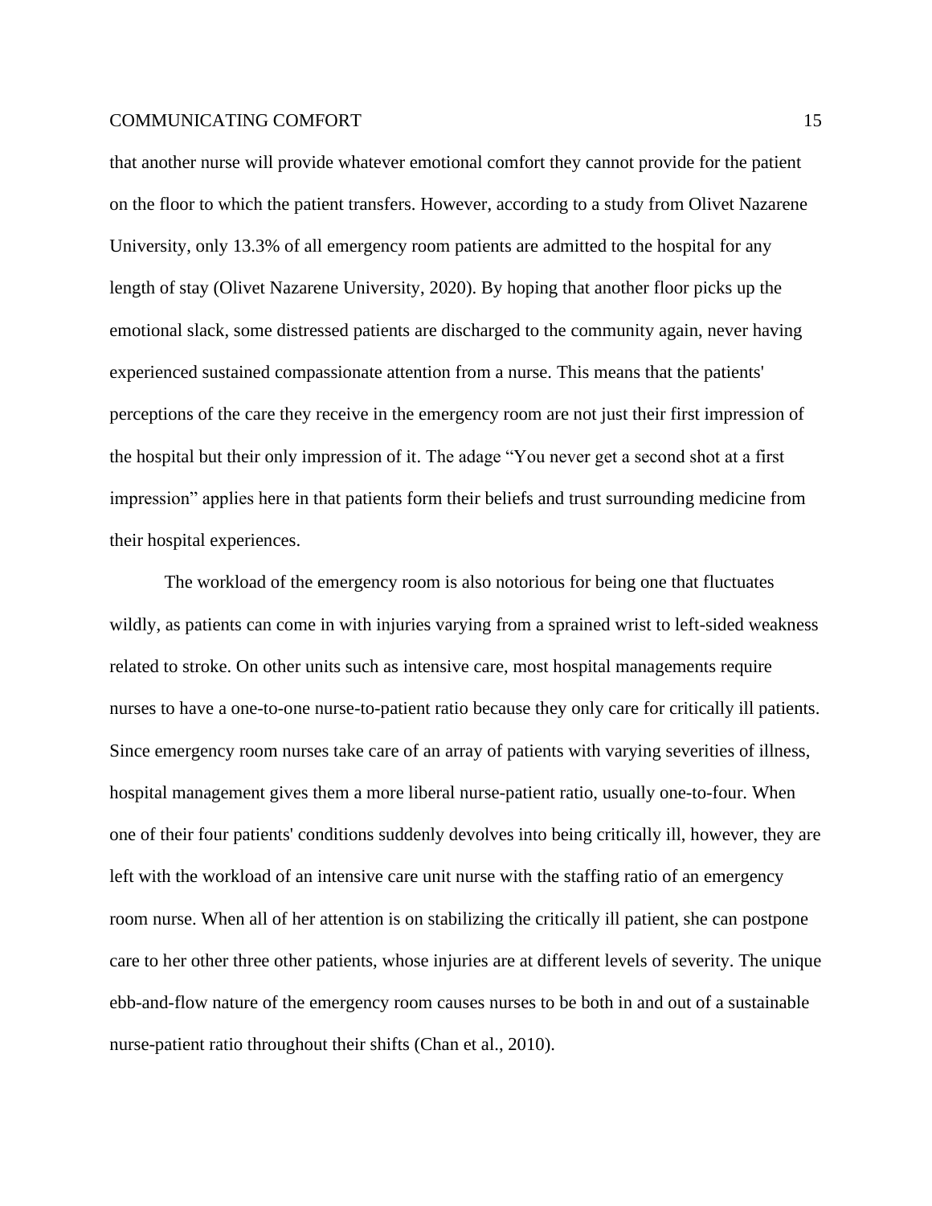that another nurse will provide whatever emotional comfort they cannot provide for the patient on the floor to which the patient transfers. However, according to a study from Olivet Nazarene University, only 13.3% of all emergency room patients are admitted to the hospital for any length of stay (Olivet Nazarene University, 2020). By hoping that another floor picks up the emotional slack, some distressed patients are discharged to the community again, never having experienced sustained compassionate attention from a nurse. This means that the patients' perceptions of the care they receive in the emergency room are not just their first impression of the hospital but their only impression of it. The adage "You never get a second shot at a first impression" applies here in that patients form their beliefs and trust surrounding medicine from their hospital experiences.

The workload of the emergency room is also notorious for being one that fluctuates wildly, as patients can come in with injuries varying from a sprained wrist to left-sided weakness related to stroke. On other units such as intensive care, most hospital managements require nurses to have a one-to-one nurse-to-patient ratio because they only care for critically ill patients. Since emergency room nurses take care of an array of patients with varying severities of illness, hospital management gives them a more liberal nurse-patient ratio, usually one-to-four. When one of their four patients' conditions suddenly devolves into being critically ill, however, they are left with the workload of an intensive care unit nurse with the staffing ratio of an emergency room nurse. When all of her attention is on stabilizing the critically ill patient, she can postpone care to her other three other patients, whose injuries are at different levels of severity. The unique ebb-and-flow nature of the emergency room causes nurses to be both in and out of a sustainable nurse-patient ratio throughout their shifts (Chan et al., 2010).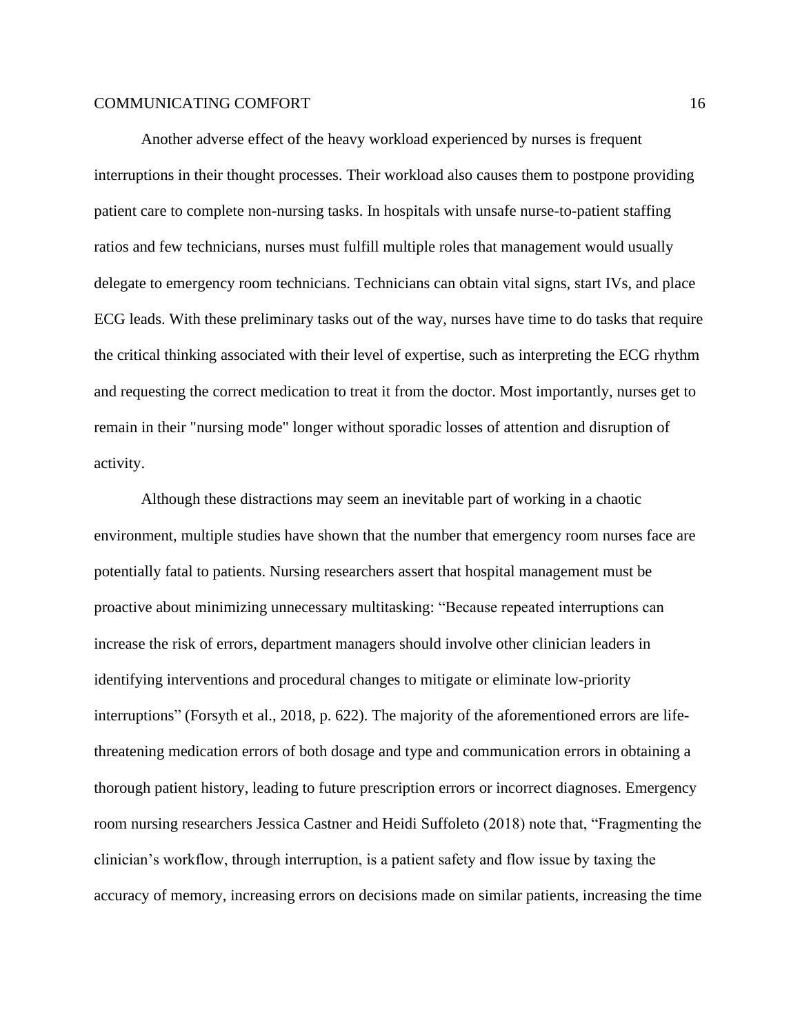Another adverse effect of the heavy workload experienced by nurses is frequent interruptions in their thought processes. Their workload also causes them to postpone providing patient care to complete non-nursing tasks. In hospitals with unsafe nurse-to-patient staffing ratios and few technicians, nurses must fulfill multiple roles that management would usually delegate to emergency room technicians. Technicians can obtain vital signs, start IVs, and place ECG leads. With these preliminary tasks out of the way, nurses have time to do tasks that require the critical thinking associated with their level of expertise, such as interpreting the ECG rhythm and requesting the correct medication to treat it from the doctor. Most importantly, nurses get to remain in their "nursing mode" longer without sporadic losses of attention and disruption of activity.

Although these distractions may seem an inevitable part of working in a chaotic environment, multiple studies have shown that the number that emergency room nurses face are potentially fatal to patients. Nursing researchers assert that hospital management must be proactive about minimizing unnecessary multitasking: "Because repeated interruptions can increase the risk of errors, department managers should involve other clinician leaders in identifying interventions and procedural changes to mitigate or eliminate low-priority interruptions" (Forsyth et al., 2018, p. 622). The majority of the aforementioned errors are life-threatening medication errors of both dosage and type and communication errors in obtaining a thorough patient history, leading to future prescription errors or incorrect diagnoses. Emergency room nursing researchers Jessica Castner and Heidi Suffoleto (2018) note that, "Fragmenting the clinician's workflow, through interruption, is a patient safety and flow issue by taxing the accuracy of memory, increasing errors on decisions made on similar patients, increasing the time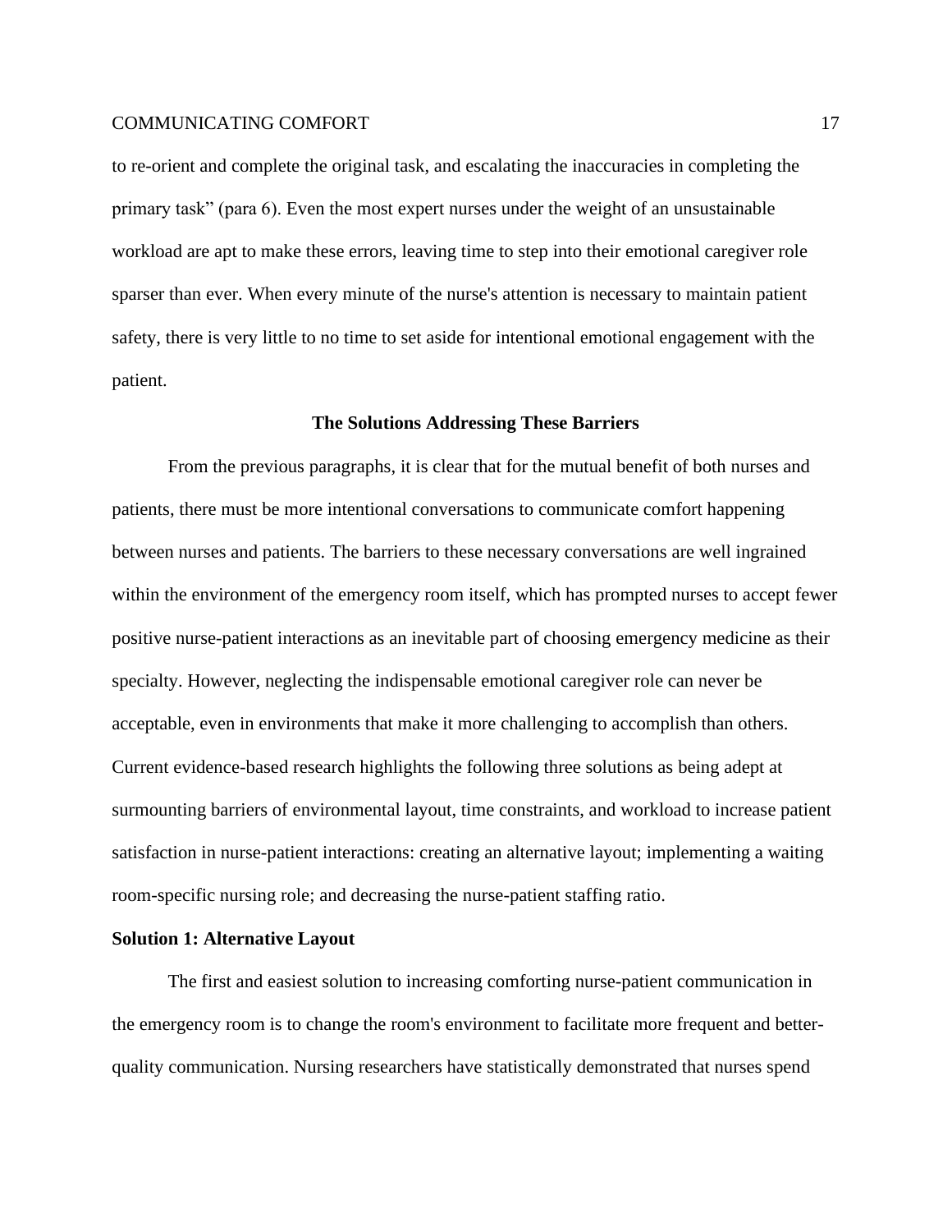to re-orient and complete the original task, and escalating the inaccuracies in completing the primary task" (para 6). Even the most expert nurses under the weight of an unsustainable workload are apt to make these errors, leaving time to step into their emotional caregiver role sparser than ever. When every minute of the nurse's attention is necessary to maintain patient safety, there is very little to no time to set aside for intentional emotional engagement with the patient.

## The Solutions Addressing These Barriers

From the previous paragraphs, it is clear that for the mutual benefit of both nurses and patients, there must be more intentional conversations to communicate comfort happening between nurses and patients. The barriers to these necessary conversations are well ingrained within the environment of the emergency room itself, which has prompted nurses to accept fewer positive nurse-patient interactions as an inevitable part of choosing emergency medicine as their specialty. However, neglecting the indispensable emotional caregiver role can never be acceptable, even in environments that make it more challenging to accomplish than others. Current evidence-based research highlights the following three solutions as being adept at surmounting barriers of environmental layout, time constraints, and workload to increase patient satisfaction in nurse-patient interactions: creating an alternative layout; implementing a waiting room-specific nursing role; and decreasing the nurse-patient staffing ratio.

### Solution 1: Alternative Layout

The first and easiest solution to increasing comforting nurse-patient communication in the emergency room is to change the room's environment to facilitate more frequent and better-quality communication. Nursing researchers have statistically demonstrated that nurses spend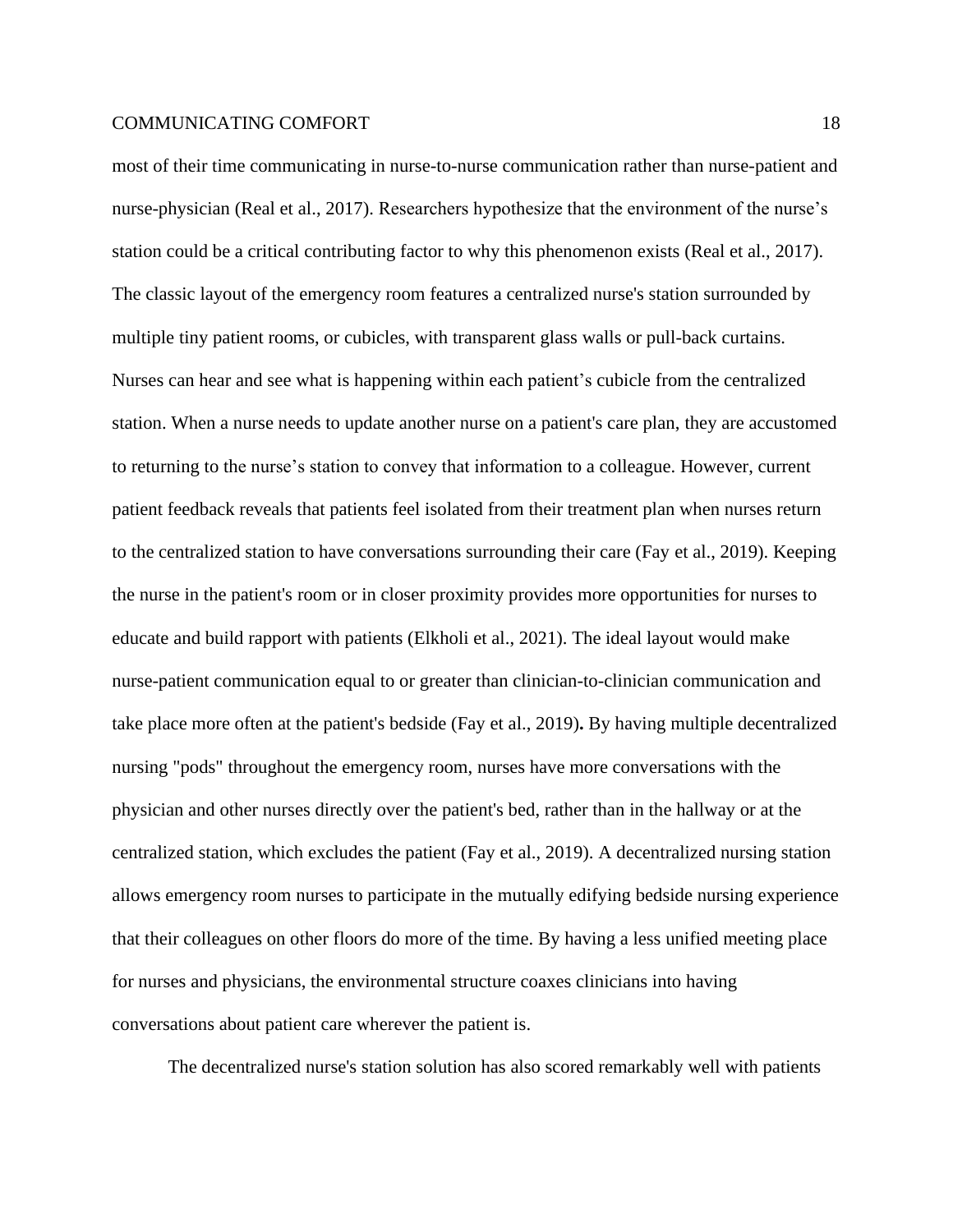most of their time communicating in nurse-to-nurse communication rather than nurse-patient and nurse-physician (Real et al., 2017). Researchers hypothesize that the environment of the nurse's station could be a critical contributing factor to why this phenomenon exists (Real et al., 2017). The classic layout of the emergency room features a centralized nurse's station surrounded by multiple tiny patient rooms, or cubicles, with transparent glass walls or pull-back curtains. Nurses can hear and see what is happening within each patient's cubicle from the centralized station. When a nurse needs to update another nurse on a patient's care plan, they are accustomed to returning to the nurse's station to convey that information to a colleague. However, current patient feedback reveals that patients feel isolated from their treatment plan when nurses return to the centralized station to have conversations surrounding their care (Fay et al., 2019). Keeping the nurse in the patient's room or in closer proximity provides more opportunities for nurses to educate and build rapport with patients (Elkholi et al., 2021). The ideal layout would make nurse-patient communication equal to or greater than clinician-to-clinician communication and take place more often at the patient's bedside (Fay et al., 2019). By having multiple decentralized nursing "pods" throughout the emergency room, nurses have more conversations with the physician and other nurses directly over the patient's bed, rather than in the hallway or at the centralized station, which excludes the patient (Fay et al., 2019). A decentralized nursing station allows emergency room nurses to participate in the mutually edifying bedside nursing experience that their colleagues on other floors do more of the time. By having a less unified meeting place for nurses and physicians, the environmental structure coaxes clinicians into having conversations about patient care wherever the patient is.

The decentralized nurse's station solution has also scored remarkably well with patients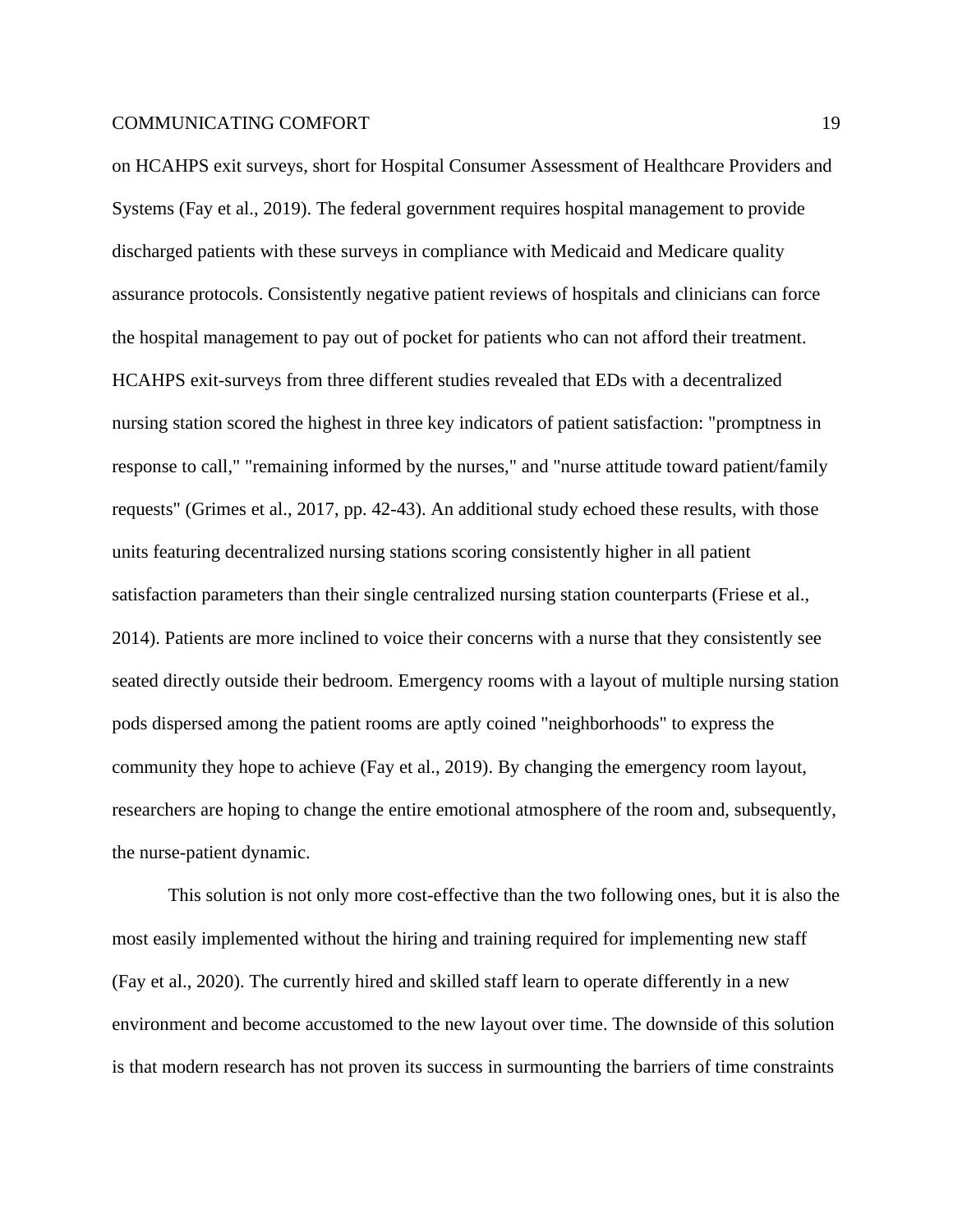on HCAHPS exit surveys, short for Hospital Consumer Assessment of Healthcare Providers and Systems (Fay et al., 2019). The federal government requires hospital management to provide discharged patients with these surveys in compliance with Medicaid and Medicare quality assurance protocols. Consistently negative patient reviews of hospitals and clinicians can force the hospital management to pay out of pocket for patients who can not afford their treatment. HCAHPS exit-surveys from three different studies revealed that EDs with a decentralized nursing station scored the highest in three key indicators of patient satisfaction: "promptness in response to call," "remaining informed by the nurses," and "nurse attitude toward patient/family requests" (Grimes et al., 2017, pp. 42-43). An additional study echoed these results, with those units featuring decentralized nursing stations scoring consistently higher in all patient satisfaction parameters than their single centralized nursing station counterparts (Friese et al., 2014). Patients are more inclined to voice their concerns with a nurse that they consistently see seated directly outside their bedroom. Emergency rooms with a layout of multiple nursing station pods dispersed among the patient rooms are aptly coined "neighborhoods" to express the community they hope to achieve (Fay et al., 2019). By changing the emergency room layout, researchers are hoping to change the entire emotional atmosphere of the room and, subsequently, the nurse-patient dynamic.

This solution is not only more cost-effective than the two following ones, but it is also the most easily implemented without the hiring and training required for implementing new staff (Fay et al., 2020). The currently hired and skilled staff learn to operate differently in a new environment and become accustomed to the new layout over time. The downside of this solution is that modern research has not proven its success in surmounting the barriers of time constraints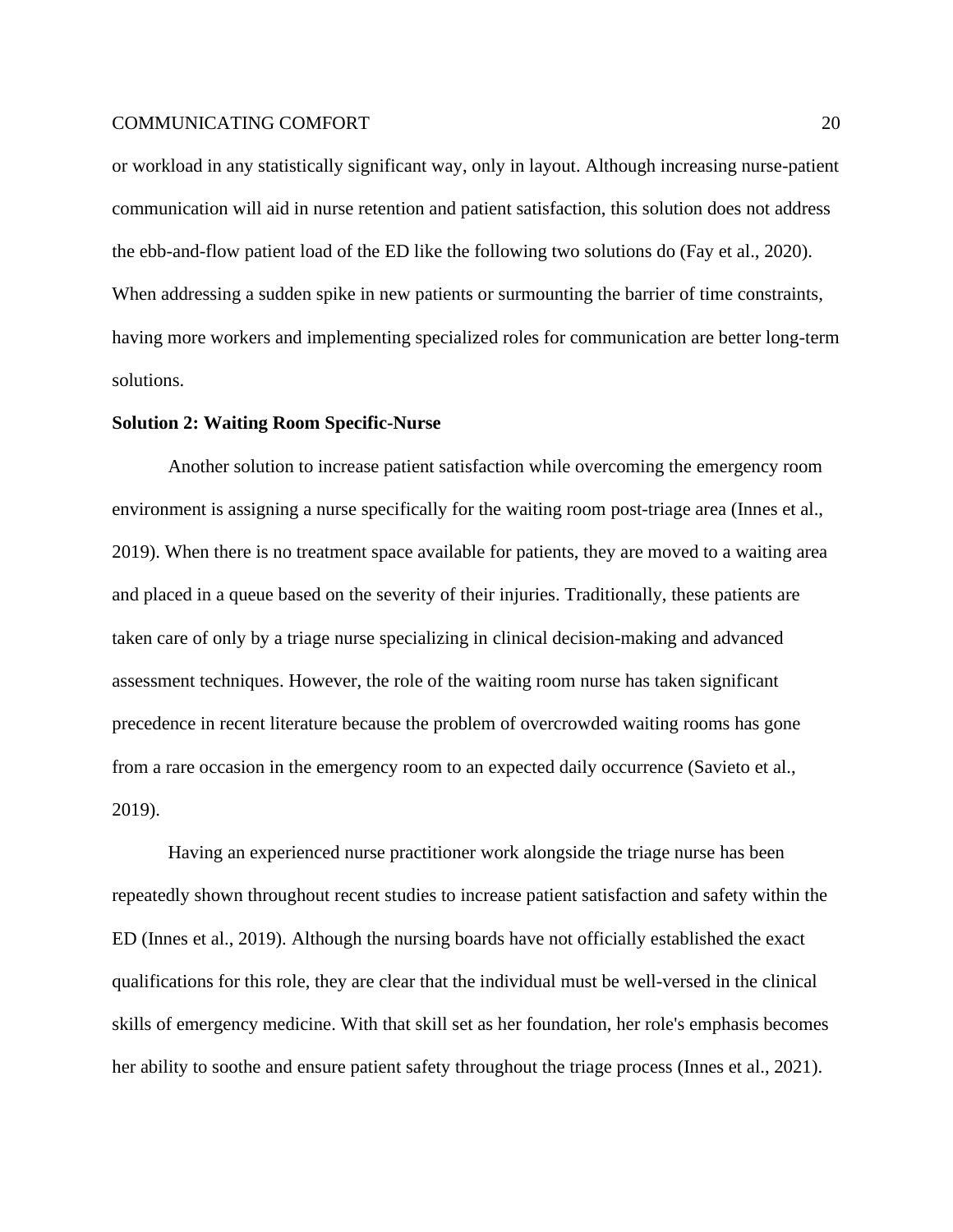or workload in any statistically significant way, only in layout. Although increasing nurse-patient communication will aid in nurse retention and patient satisfaction, this solution does not address the ebb-and-flow patient load of the ED like the following two solutions do (Fay et al., 2020). When addressing a sudden spike in new patients or surmounting the barrier of time constraints, having more workers and implementing specialized roles for communication are better long-term solutions.

**Solution 2: Waiting Room Specific-Nurse**

Another solution to increase patient satisfaction while overcoming the emergency room environment is assigning a nurse specifically for the waiting room post-triage area (Innes et al., 2019). When there is no treatment space available for patients, they are moved to a waiting area and placed in a queue based on the severity of their injuries. Traditionally, these patients are taken care of only by a triage nurse specializing in clinical decision-making and advanced assessment techniques. However, the role of the waiting room nurse has taken significant precedence in recent literature because the problem of overcrowded waiting rooms has gone from a rare occasion in the emergency room to an expected daily occurrence (Savieto et al., 2019).

Having an experienced nurse practitioner work alongside the triage nurse has been repeatedly shown throughout recent studies to increase patient satisfaction and safety within the ED (Innes et al., 2019). Although the nursing boards have not officially established the exact qualifications for this role, they are clear that the individual must be well-versed in the clinical skills of emergency medicine. With that skill set as her foundation, her role's emphasis becomes her ability to soothe and ensure patient safety throughout the triage process (Innes et al., 2021).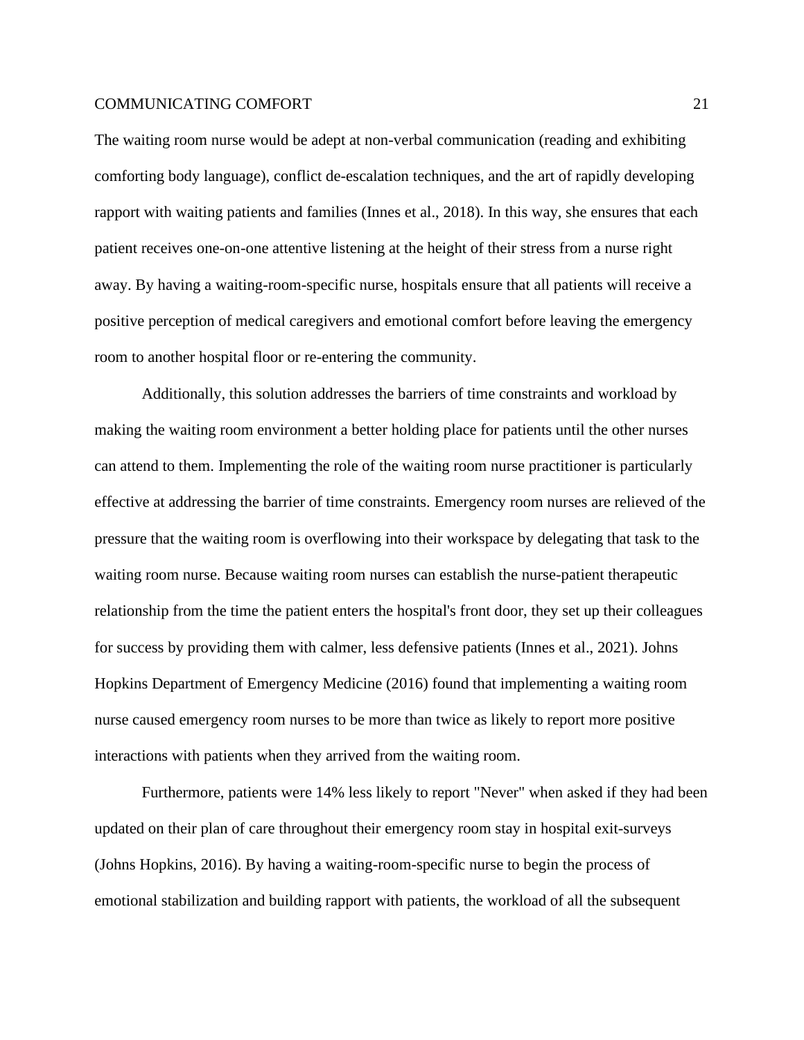The waiting room nurse would be adept at non-verbal communication (reading and exhibiting comforting body language), conflict de-escalation techniques, and the art of rapidly developing rapport with waiting patients and families (Innes et al., 2018). In this way, she ensures that each patient receives one-on-one attentive listening at the height of their stress from a nurse right away. By having a waiting-room-specific nurse, hospitals ensure that all patients will receive a positive perception of medical caregivers and emotional comfort before leaving the emergency room to another hospital floor or re-entering the community.

Additionally, this solution addresses the barriers of time constraints and workload by making the waiting room environment a better holding place for patients until the other nurses can attend to them. Implementing the role of the waiting room nurse practitioner is particularly effective at addressing the barrier of time constraints. Emergency room nurses are relieved of the pressure that the waiting room is overflowing into their workspace by delegating that task to the waiting room nurse. Because waiting room nurses can establish the nurse-patient therapeutic relationship from the time the patient enters the hospital's front door, they set up their colleagues for success by providing them with calmer, less defensive patients (Innes et al., 2021). Johns Hopkins Department of Emergency Medicine (2016) found that implementing a waiting room nurse caused emergency room nurses to be more than twice as likely to report more positive interactions with patients when they arrived from the waiting room.

Furthermore, patients were 14% less likely to report "Never" when asked if they had been updated on their plan of care throughout their emergency room stay in hospital exit-surveys (Johns Hopkins, 2016). By having a waiting-room-specific nurse to begin the process of emotional stabilization and building rapport with patients, the workload of all the subsequent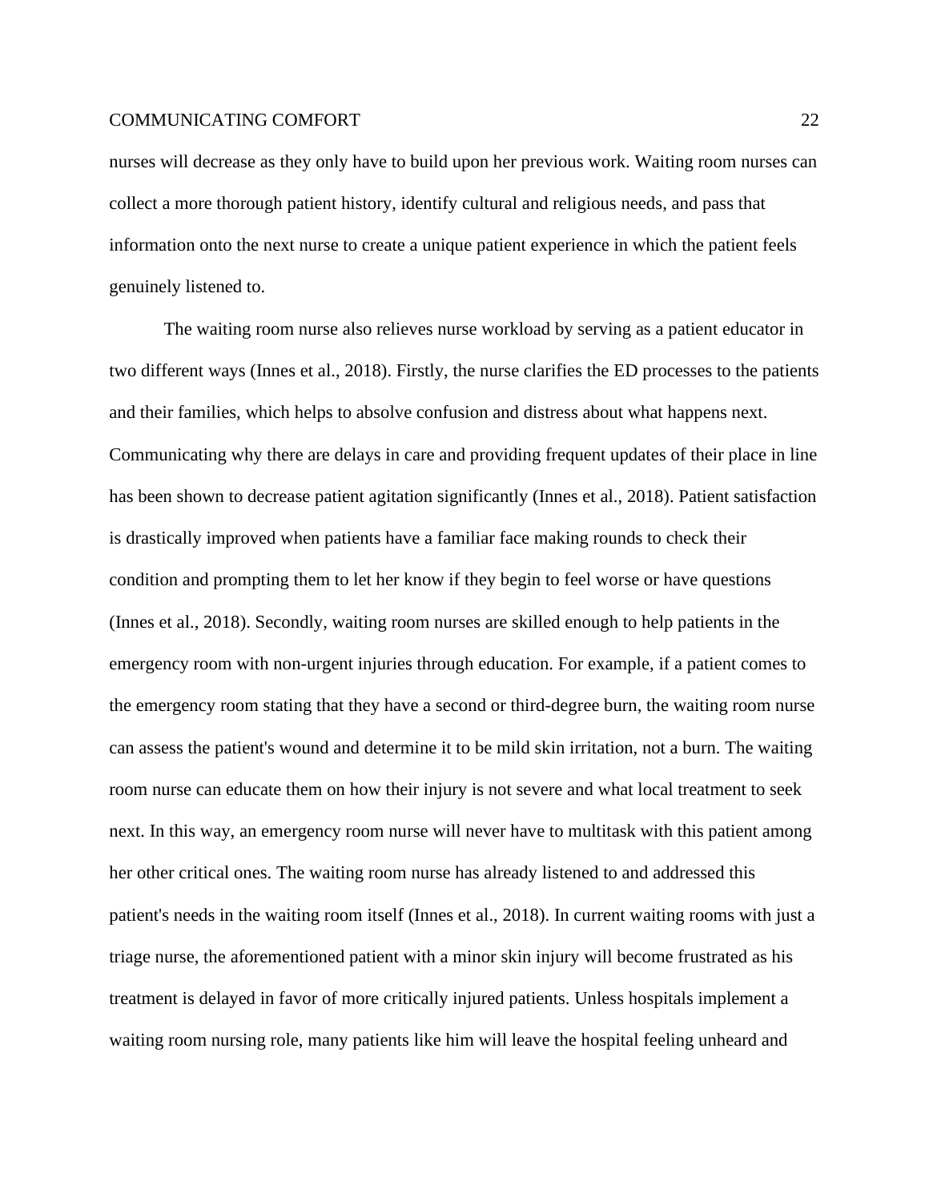nurses will decrease as they only have to build upon her previous work. Waiting room nurses can collect a more thorough patient history, identify cultural and religious needs, and pass that information onto the next nurse to create a unique patient experience in which the patient feels genuinely listened to.

The waiting room nurse also relieves nurse workload by serving as a patient educator in two different ways (Innes et al., 2018). Firstly, the nurse clarifies the ED processes to the patients and their families, which helps to absolve confusion and distress about what happens next. Communicating why there are delays in care and providing frequent updates of their place in line has been shown to decrease patient agitation significantly (Innes et al., 2018). Patient satisfaction is drastically improved when patients have a familiar face making rounds to check their condition and prompting them to let her know if they begin to feel worse or have questions (Innes et al., 2018). Secondly, waiting room nurses are skilled enough to help patients in the emergency room with non-urgent injuries through education. For example, if a patient comes to the emergency room stating that they have a second or third-degree burn, the waiting room nurse can assess the patient's wound and determine it to be mild skin irritation, not a burn. The waiting room nurse can educate them on how their injury is not severe and what local treatment to seek next. In this way, an emergency room nurse will never have to multitask with this patient among her other critical ones. The waiting room nurse has already listened to and addressed this patient's needs in the waiting room itself (Innes et al., 2018). In current waiting rooms with just a triage nurse, the aforementioned patient with a minor skin injury will become frustrated as his treatment is delayed in favor of more critically injured patients. Unless hospitals implement a waiting room nursing role, many patients like him will leave the hospital feeling unheard and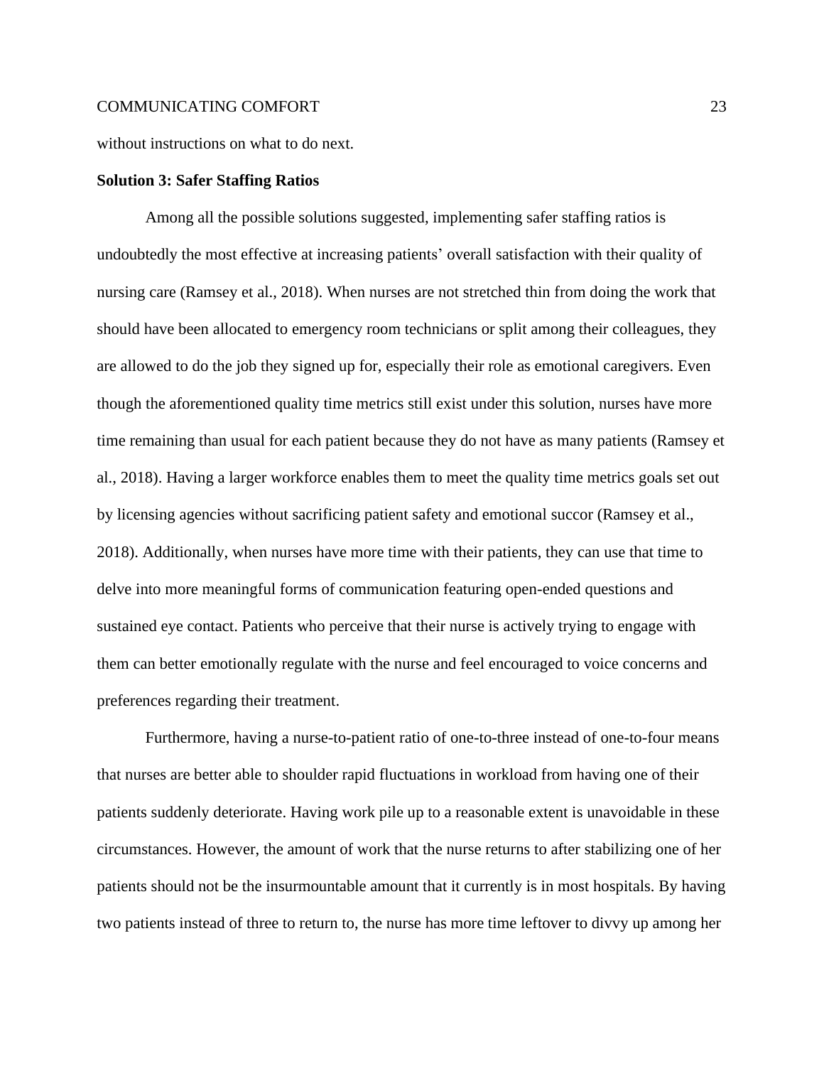without instructions on what to do next.

**Solution 3: Safer Staffing Ratios**

Among all the possible solutions suggested, implementing safer staffing ratios is undoubtedly the most effective at increasing patients' overall satisfaction with their quality of nursing care (Ramsey et al., 2018). When nurses are not stretched thin from doing the work that should have been allocated to emergency room technicians or split among their colleagues, they are allowed to do the job they signed up for, especially their role as emotional caregivers. Even though the aforementioned quality time metrics still exist under this solution, nurses have more time remaining than usual for each patient because they do not have as many patients (Ramsey et al., 2018). Having a larger workforce enables them to meet the quality time metrics goals set out by licensing agencies without sacrificing patient safety and emotional succor (Ramsey et al., 2018). Additionally, when nurses have more time with their patients, they can use that time to delve into more meaningful forms of communication featuring open-ended questions and sustained eye contact. Patients who perceive that their nurse is actively trying to engage with them can better emotionally regulate with the nurse and feel encouraged to voice concerns and preferences regarding their treatment.

Furthermore, having a nurse-to-patient ratio of one-to-three instead of one-to-four means that nurses are better able to shoulder rapid fluctuations in workload from having one of their patients suddenly deteriorate. Having work pile up to a reasonable extent is unavoidable in these circumstances. However, the amount of work that the nurse returns to after stabilizing one of her patients should not be the insurmountable amount that it currently is in most hospitals. By having two patients instead of three to return to, the nurse has more time leftover to divvy up among her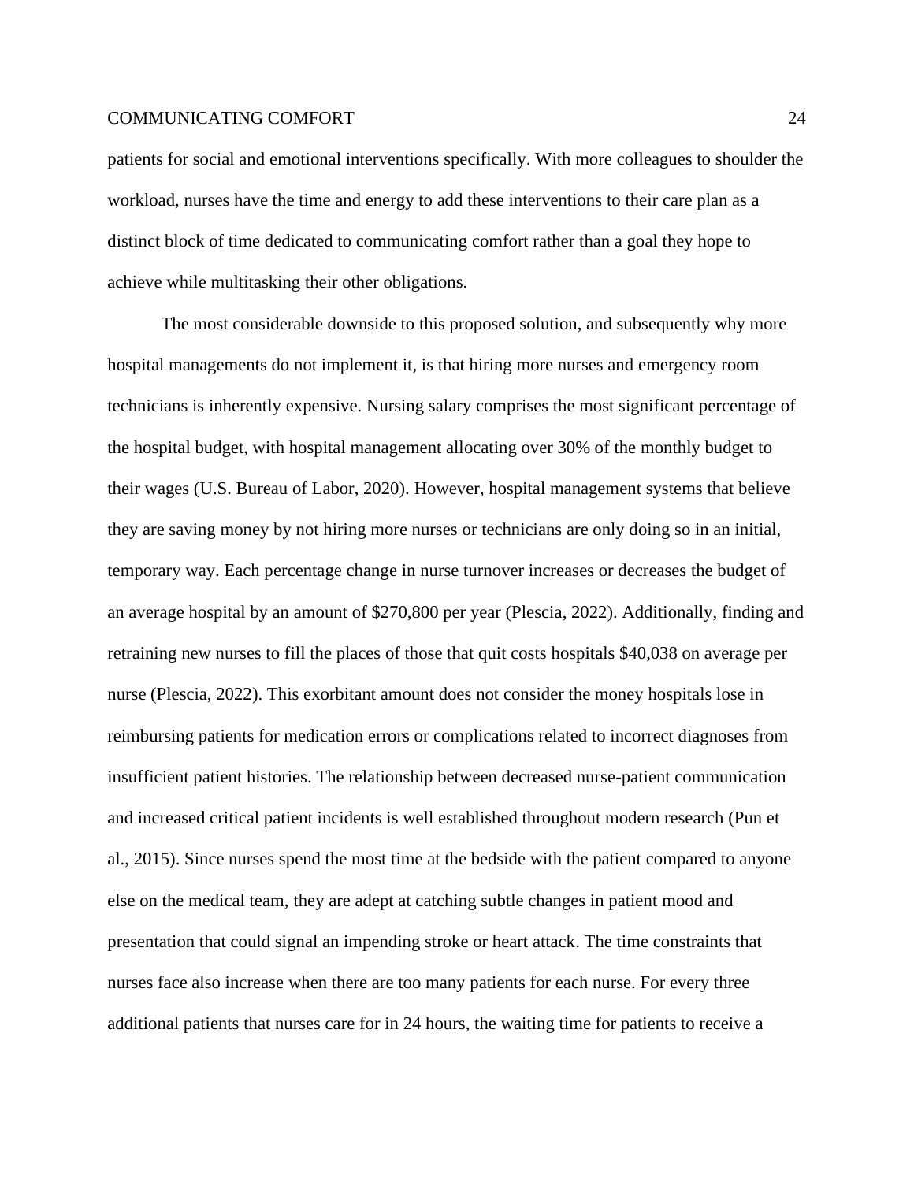patients for social and emotional interventions specifically. With more colleagues to shoulder the workload, nurses have the time and energy to add these interventions to their care plan as a distinct block of time dedicated to communicating comfort rather than a goal they hope to achieve while multitasking their other obligations.

The most considerable downside to this proposed solution, and subsequently why more hospital managements do not implement it, is that hiring more nurses and emergency room technicians is inherently expensive. Nursing salary comprises the most significant percentage of the hospital budget, with hospital management allocating over 30% of the monthly budget to their wages (U.S. Bureau of Labor, 2020). However, hospital management systems that believe they are saving money by not hiring more nurses or technicians are only doing so in an initial, temporary way. Each percentage change in nurse turnover increases or decreases the budget of an average hospital by an amount of $270,800 per year (Plescia, 2022). Additionally, finding and retraining new nurses to fill the places of those that quit costs hospitals $40,038 on average per nurse (Plescia, 2022). This exorbitant amount does not consider the money hospitals lose in reimbursing patients for medication errors or complications related to incorrect diagnoses from insufficient patient histories. The relationship between decreased nurse-patient communication and increased critical patient incidents is well established throughout modern research (Pun et al., 2015). Since nurses spend the most time at the bedside with the patient compared to anyone else on the medical team, they are adept at catching subtle changes in patient mood and presentation that could signal an impending stroke or heart attack. The time constraints that nurses face also increase when there are too many patients for each nurse. For every three additional patients that nurses care for in 24 hours, the waiting time for patients to receive a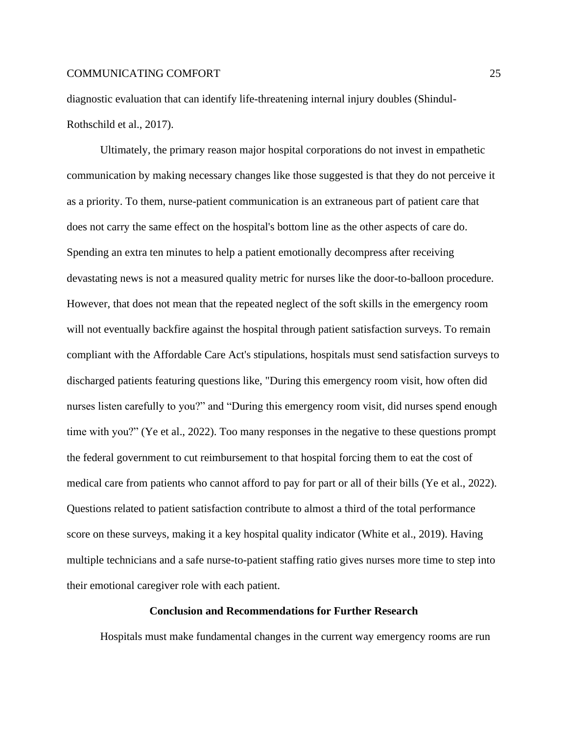diagnostic evaluation that can identify life-threatening internal injury doubles (Shindul-Rothschild et al., 2017).

Ultimately, the primary reason major hospital corporations do not invest in empathetic communication by making necessary changes like those suggested is that they do not perceive it as a priority. To them, nurse-patient communication is an extraneous part of patient care that does not carry the same effect on the hospital's bottom line as the other aspects of care do. Spending an extra ten minutes to help a patient emotionally decompress after receiving devastating news is not a measured quality metric for nurses like the door-to-balloon procedure. However, that does not mean that the repeated neglect of the soft skills in the emergency room will not eventually backfire against the hospital through patient satisfaction surveys. To remain compliant with the Affordable Care Act's stipulations, hospitals must send satisfaction surveys to discharged patients featuring questions like, "During this emergency room visit, how often did nurses listen carefully to you?" and "During this emergency room visit, did nurses spend enough time with you?" (Ye et al., 2022). Too many responses in the negative to these questions prompt the federal government to cut reimbursement to that hospital forcing them to eat the cost of medical care from patients who cannot afford to pay for part or all of their bills (Ye et al., 2022). Questions related to patient satisfaction contribute to almost a third of the total performance score on these surveys, making it a key hospital quality indicator (White et al., 2019). Having multiple technicians and a safe nurse-to-patient staffing ratio gives nurses more time to step into their emotional caregiver role with each patient.

## Conclusion and Recommendations for Further Research

Hospitals must make fundamental changes in the current way emergency rooms are run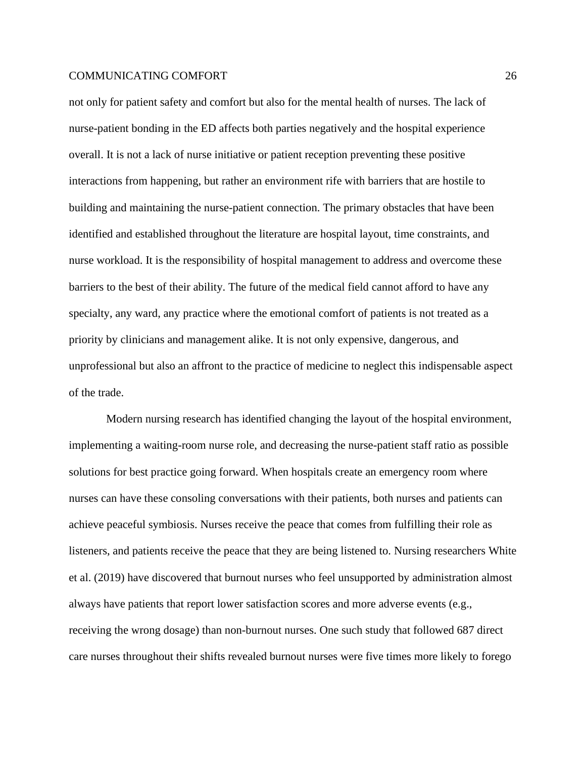not only for patient safety and comfort but also for the mental health of nurses. The lack of nurse-patient bonding in the ED affects both parties negatively and the hospital experience overall. It is not a lack of nurse initiative or patient reception preventing these positive interactions from happening, but rather an environment rife with barriers that are hostile to building and maintaining the nurse-patient connection. The primary obstacles that have been identified and established throughout the literature are hospital layout, time constraints, and nurse workload. It is the responsibility of hospital management to address and overcome these barriers to the best of their ability. The future of the medical field cannot afford to have any specialty, any ward, any practice where the emotional comfort of patients is not treated as a priority by clinicians and management alike. It is not only expensive, dangerous, and unprofessional but also an affront to the practice of medicine to neglect this indispensable aspect of the trade.

Modern nursing research has identified changing the layout of the hospital environment, implementing a waiting-room nurse role, and decreasing the nurse-patient staff ratio as possible solutions for best practice going forward. When hospitals create an emergency room where nurses can have these consoling conversations with their patients, both nurses and patients can achieve peaceful symbiosis. Nurses receive the peace that comes from fulfilling their role as listeners, and patients receive the peace that they are being listened to. Nursing researchers White et al. (2019) have discovered that burnout nurses who feel unsupported by administration almost always have patients that report lower satisfaction scores and more adverse events (e.g., receiving the wrong dosage) than non-burnout nurses. One such study that followed 687 direct care nurses throughout their shifts revealed burnout nurses were five times more likely to forego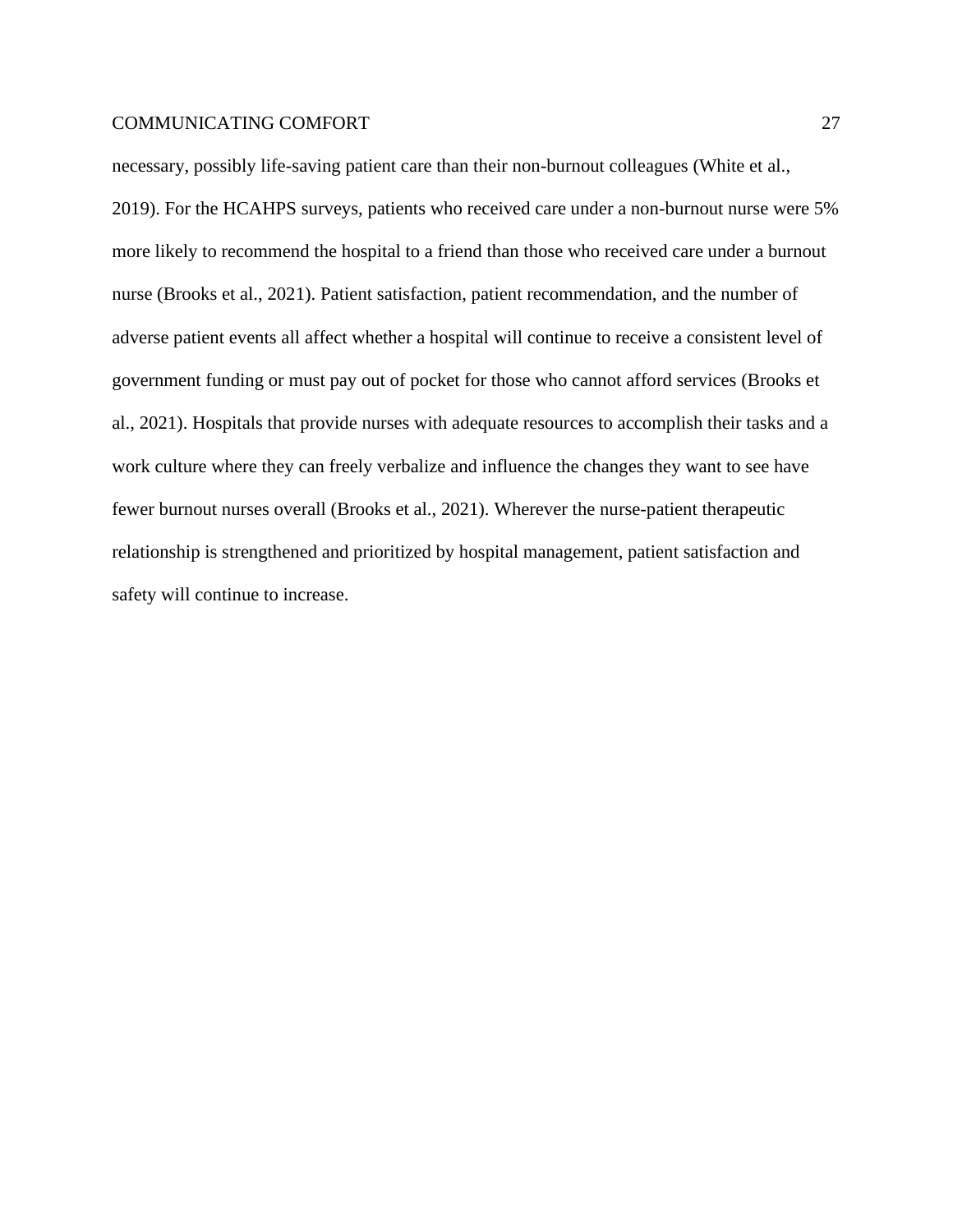necessary, possibly life-saving patient care than their non-burnout colleagues (White et al., 2019). For the HCAHPS surveys, patients who received care under a non-burnout nurse were 5% more likely to recommend the hospital to a friend than those who received care under a burnout nurse (Brooks et al., 2021). Patient satisfaction, patient recommendation, and the number of adverse patient events all affect whether a hospital will continue to receive a consistent level of government funding or must pay out of pocket for those who cannot afford services (Brooks et al., 2021). Hospitals that provide nurses with adequate resources to accomplish their tasks and a work culture where they can freely verbalize and influence the changes they want to see have fewer burnout nurses overall (Brooks et al., 2021). Wherever the nurse-patient therapeutic relationship is strengthened and prioritized by hospital management, patient satisfaction and safety will continue to increase.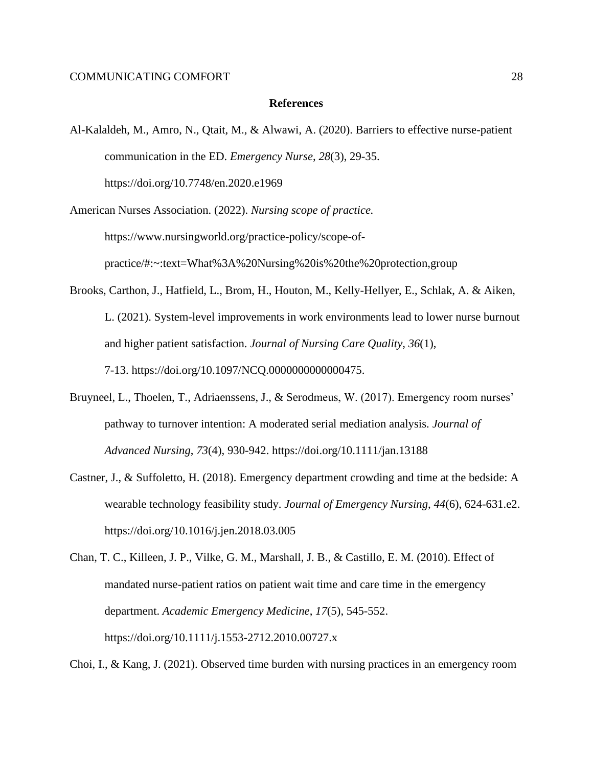## References

Al-Kalaldeh, M., Amro, N., Qtait, M., & Alwawi, A. (2020). Barriers to effective nurse-patient communication in the ED. *Emergency Nurse*, *28*(3), 29-35. https://doi.org/10.7748/en.2020.e1969

American Nurses Association. (2022). *Nursing scope of practice.* https://www.nursingworld.org/practice-policy/scope-of-practice/#:~:text=What%3A%20Nursing%20is%20the%20protection,group

Brooks, Carthon, J., Hatfield, L., Brom, H., Houton, M., Kelly-Hellyer, E., Schlak, A. & Aiken, L. (2021). System-level improvements in work environments lead to lower nurse burnout and higher patient satisfaction. *Journal of Nursing Care Quality, 36*(1), 7-13. https://doi.org/10.1097/NCQ.0000000000000475.

Bruyneel, L., Thoelen, T., Adriaenssens, J., & Serodmeus, W. (2017). Emergency room nurses' pathway to turnover intention: A moderated serial mediation analysis. *Journal of Advanced Nursing*, *73*(4), 930-942. https://doi.org/10.1111/jan.13188

Castner, J., & Suffoletto, H. (2018). Emergency department crowding and time at the bedside: A wearable technology feasibility study. *Journal of Emergency Nursing*, *44*(6), 624-631.e2. https://doi.org/10.1016/j.jen.2018.03.005

Chan, T. C., Killeen, J. P., Vilke, G. M., Marshall, J. B., & Castillo, E. M. (2010). Effect of mandated nurse-patient ratios on patient wait time and care time in the emergency department. *Academic Emergency Medicine*, *17*(5), 545-552. https://doi.org/10.1111/j.1553-2712.2010.00727.x

Choi, I., & Kang, J. (2021). Observed time burden with nursing practices in an emergency room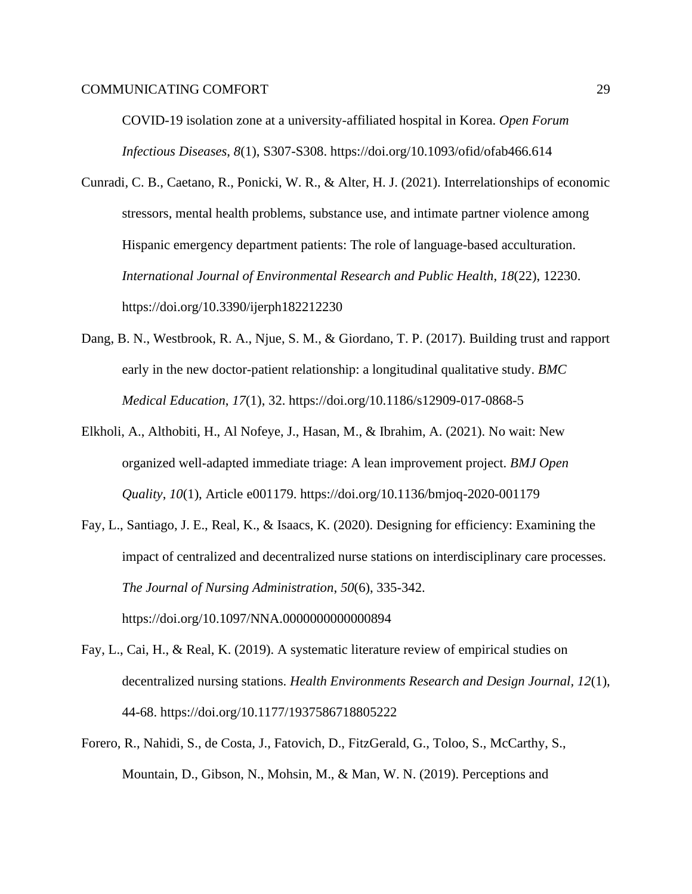COVID-19 isolation zone at a university-affiliated hospital in Korea. *Open Forum Infectious Diseases*, *8*(1), S307-S308. https://doi.org/10.1093/ofid/ofab466.614

Cunradi, C. B., Caetano, R., Ponicki, W. R., & Alter, H. J. (2021). Interrelationships of economic stressors, mental health problems, substance use, and intimate partner violence among Hispanic emergency department patients: The role of language-based acculturation. *International Journal of Environmental Research and Public Health*, *18*(22), 12230. https://doi.org/10.3390/ijerph182212230

Dang, B. N., Westbrook, R. A., Njue, S. M., & Giordano, T. P. (2017). Building trust and rapport early in the new doctor-patient relationship: a longitudinal qualitative study. *BMC Medical Education*, *17*(1), 32. https://doi.org/10.1186/s12909-017-0868-5

Elkholi, A., Althobiti, H., Al Nofeye, J., Hasan, M., & Ibrahim, A. (2021). No wait: New organized well-adapted immediate triage: A lean improvement project. *BMJ Open Quality*, *10*(1), Article e001179. https://doi.org/10.1136/bmjoq-2020-001179

Fay, L., Santiago, J. E., Real, K., & Isaacs, K. (2020). Designing for efficiency: Examining the impact of centralized and decentralized nurse stations on interdisciplinary care processes. *The Journal of Nursing Administration*, *50*(6), 335-342. https://doi.org/10.1097/NNA.0000000000000894

Fay, L., Cai, H., & Real, K. (2019). A systematic literature review of empirical studies on decentralized nursing stations. *Health Environments Research and Design Journal*, *12*(1), 44-68. https://doi.org/10.1177/1937586718805222

Forero, R., Nahidi, S., de Costa, J., Fatovich, D., FitzGerald, G., Toloo, S., McCarthy, S., Mountain, D., Gibson, N., Mohsin, M., & Man, W. N. (2019). Perceptions and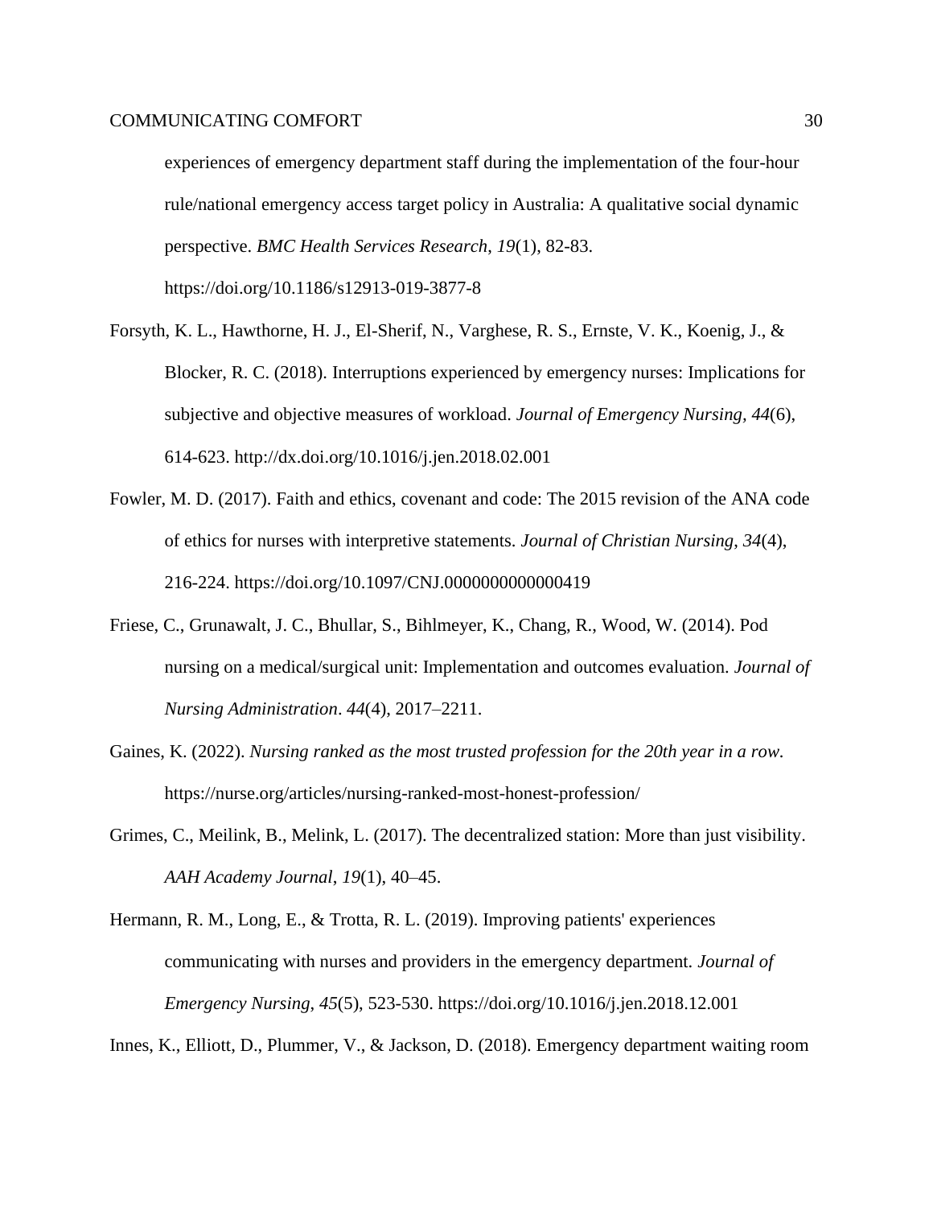experiences of emergency department staff during the implementation of the four-hour rule/national emergency access target policy in Australia: A qualitative social dynamic perspective. *BMC Health Services Research*, *19*(1), 82-83. https://doi.org/10.1186/s12913-019-3877-8

Forsyth, K. L., Hawthorne, H. J., El-Sherif, N., Varghese, R. S., Ernste, V. K., Koenig, J., & Blocker, R. C. (2018). Interruptions experienced by emergency nurses: Implications for subjective and objective measures of workload. *Journal of Emergency Nursing, 44*(6), 614-623. http://dx.doi.org/10.1016/j.jen.2018.02.001

Fowler, M. D. (2017). Faith and ethics, covenant and code: The 2015 revision of the ANA code of ethics for nurses with interpretive statements. *Journal of Christian Nursing*, *34*(4), 216-224. https://doi.org/10.1097/CNJ.0000000000000419

Friese, C., Grunawalt, J. C., Bhullar, S., Bihlmeyer, K., Chang, R., Wood, W. (2014). Pod nursing on a medical/surgical unit: Implementation and outcomes evaluation. *Journal of Nursing Administration*. *44*(4), 2017–2211.

Gaines, K. (2022). *Nursing ranked as the most trusted profession for the 20th year in a row.* https://nurse.org/articles/nursing-ranked-most-honest-profession/

Grimes, C., Meilink, B., Melink, L. (2017). The decentralized station: More than just visibility. *AAH Academy Journal*, *19*(1), 40–45.

Hermann, R. M., Long, E., & Trotta, R. L. (2019). Improving patients' experiences communicating with nurses and providers in the emergency department. *Journal of Emergency Nursing*, *45*(5), 523-530. https://doi.org/10.1016/j.jen.2018.12.001

Innes, K., Elliott, D., Plummer, V., & Jackson, D. (2018). Emergency department waiting room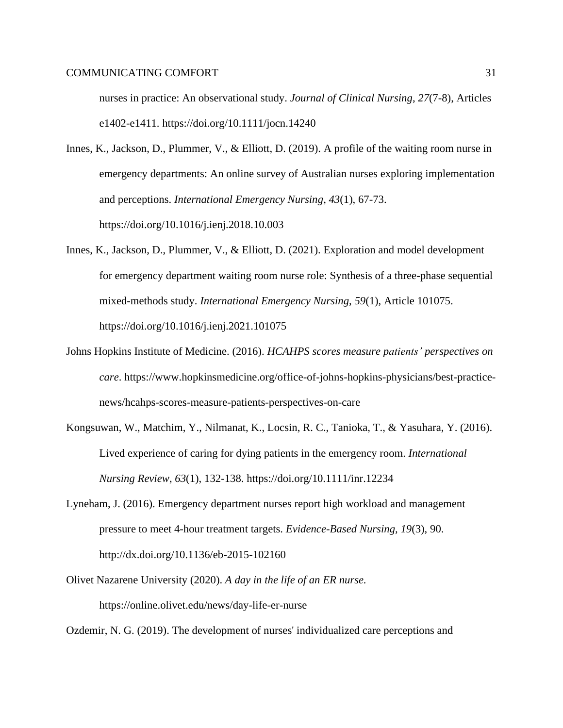nurses in practice: An observational study. *Journal of Clinical Nursing*, *27*(7-8), Articles e1402-e1411. https://doi.org/10.1111/jocn.14240

Innes, K., Jackson, D., Plummer, V., & Elliott, D. (2019). A profile of the waiting room nurse in emergency departments: An online survey of Australian nurses exploring implementation and perceptions. *International Emergency Nursing*, *43*(1), 67-73. https://doi.org/10.1016/j.ienj.2018.10.003

Innes, K., Jackson, D., Plummer, V., & Elliott, D. (2021). Exploration and model development for emergency department waiting room nurse role: Synthesis of a three-phase sequential mixed-methods study. *International Emergency Nursing*, *59*(1), Article 101075. https://doi.org/10.1016/j.ienj.2021.101075

Johns Hopkins Institute of Medicine. (2016). *HCAHPS scores measure patients' perspectives on care*. https://www.hopkinsmedicine.org/office-of-johns-hopkins-physicians/best-practice-news/hcahps-scores-measure-patients-perspectives-on-care

Kongsuwan, W., Matchim, Y., Nilmanat, K., Locsin, R. C., Tanioka, T., & Yasuhara, Y. (2016). Lived experience of caring for dying patients in the emergency room. *International Nursing Review*, *63*(1), 132-138. https://doi.org/10.1111/inr.12234

Lyneham, J. (2016). Emergency department nurses report high workload and management pressure to meet 4-hour treatment targets. *Evidence-Based Nursing, 19*(3), 90. http://dx.doi.org/10.1136/eb-2015-102160

Olivet Nazarene University (2020). *A day in the life of an ER nurse.* https://online.olivet.edu/news/day-life-er-nurse

Ozdemir, N. G. (2019). The development of nurses' individualized care perceptions and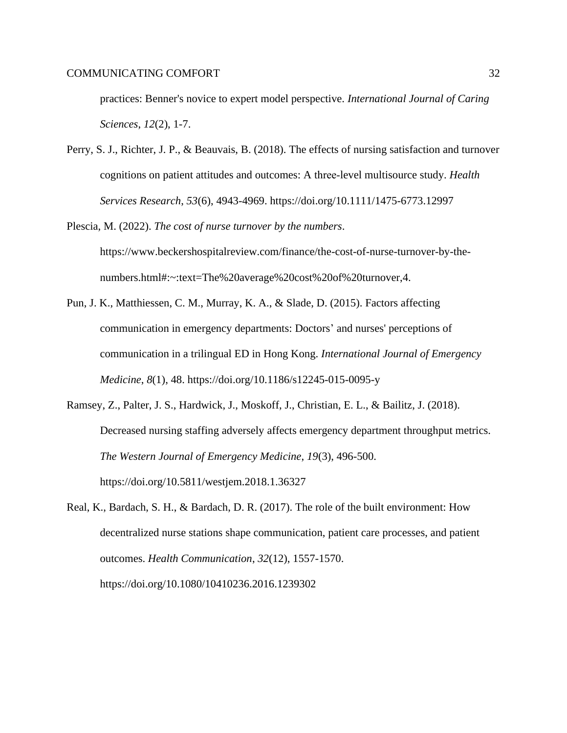practices: Benner's novice to expert model perspective. *International Journal of Caring Sciences*, *12*(2), 1-7.

Perry, S. J., Richter, J. P., & Beauvais, B. (2018). The effects of nursing satisfaction and turnover cognitions on patient attitudes and outcomes: A three-level multisource study. *Health Services Research*, *53*(6), 4943-4969. https://doi.org/10.1111/1475-6773.12997

Plescia, M. (2022). *The cost of nurse turnover by the numbers*. https://www.beckershospitalreview.com/finance/the-cost-of-nurse-turnover-by-the-numbers.html#:~:text=The%20average%20cost%20of%20turnover,4.

Pun, J. K., Matthiessen, C. M., Murray, K. A., & Slade, D. (2015). Factors affecting communication in emergency departments: Doctors' and nurses' perceptions of communication in a trilingual ED in Hong Kong. *International Journal of Emergency Medicine*, *8*(1), 48. https://doi.org/10.1186/s12245-015-0095-y

Ramsey, Z., Palter, J. S., Hardwick, J., Moskoff, J., Christian, E. L., & Bailitz, J. (2018). Decreased nursing staffing adversely affects emergency department throughput metrics. *The Western Journal of Emergency Medicine*, *19*(3), 496-500. https://doi.org/10.5811/westjem.2018.1.36327

Real, K., Bardach, S. H., & Bardach, D. R. (2017). The role of the built environment: How decentralized nurse stations shape communication, patient care processes, and patient outcomes. *Health Communication*, *32*(12), 1557-1570. https://doi.org/10.1080/10410236.2016.1239302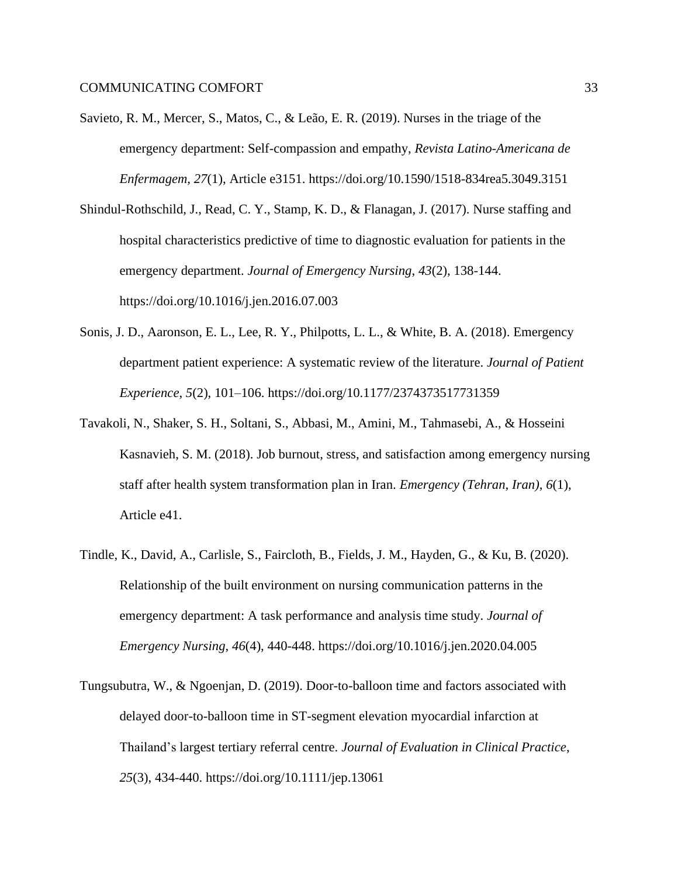Savieto, R. M., Mercer, S., Matos, C., & Leão, E. R. (2019). Nurses in the triage of the emergency department: Self-compassion and empathy, *Revista Latino-Americana de Enfermagem*, *27*(1), Article e3151. https://doi.org/10.1590/1518-834rea5.3049.3151

Shindul-Rothschild, J., Read, C. Y., Stamp, K. D., & Flanagan, J. (2017). Nurse staffing and hospital characteristics predictive of time to diagnostic evaluation for patients in the emergency department. *Journal of Emergency Nursing*, *43*(2), 138-144. https://doi.org/10.1016/j.jen.2016.07.003

Sonis, J. D., Aaronson, E. L., Lee, R. Y., Philpotts, L. L., & White, B. A. (2018). Emergency department patient experience: A systematic review of the literature. *Journal of Patient Experience*, *5*(2), 101–106. https://doi.org/10.1177/2374373517731359

Tavakoli, N., Shaker, S. H., Soltani, S., Abbasi, M., Amini, M., Tahmasebi, A., & Hosseini Kasnavieh, S. M. (2018). Job burnout, stress, and satisfaction among emergency nursing staff after health system transformation plan in Iran. *Emergency (Tehran, Iran)*, *6*(1), Article e41.

Tindle, K., David, A., Carlisle, S., Faircloth, B., Fields, J. M., Hayden, G., & Ku, B. (2020). Relationship of the built environment on nursing communication patterns in the emergency department: A task performance and analysis time study. *Journal of Emergency Nursing*, *46*(4), 440-448. https://doi.org/10.1016/j.jen.2020.04.005

Tungsubutra, W., & Ngoenjan, D. (2019). Door-to-balloon time and factors associated with delayed door-to-balloon time in ST-segment elevation myocardial infarction at Thailand's largest tertiary referral centre. *Journal of Evaluation in Clinical Practice*, *25*(3), 434-440. https://doi.org/10.1111/jep.13061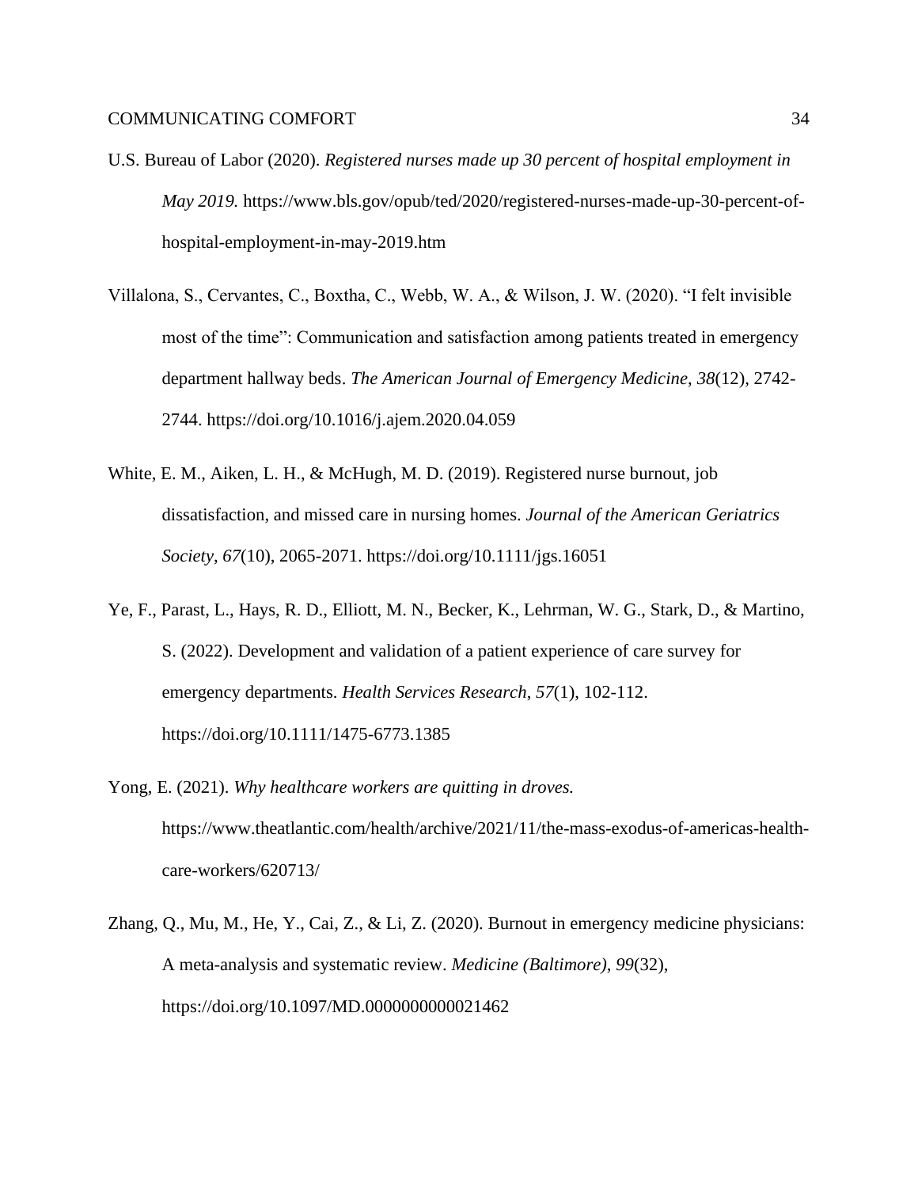U.S. Bureau of Labor (2020). *Registered nurses made up 30 percent of hospital employment in May 2019.* https://www.bls.gov/opub/ted/2020/registered-nurses-made-up-30-percent-of-hospital-employment-in-may-2019.htm

Villalona, S., Cervantes, C., Boxtha, C., Webb, W. A., & Wilson, J. W. (2020). "I felt invisible most of the time": Communication and satisfaction among patients treated in emergency department hallway beds. *The American Journal of Emergency Medicine*, *38*(12), 2742-2744. https://doi.org/10.1016/j.ajem.2020.04.059

White, E. M., Aiken, L. H., & McHugh, M. D. (2019). Registered nurse burnout, job dissatisfaction, and missed care in nursing homes. *Journal of the American Geriatrics Society*, *67*(10), 2065-2071. https://doi.org/10.1111/jgs.16051

Ye, F., Parast, L., Hays, R. D., Elliott, M. N., Becker, K., Lehrman, W. G., Stark, D., & Martino, S. (2022). Development and validation of a patient experience of care survey for emergency departments. *Health Services Research*, *57*(1), 102-112. https://doi.org/10.1111/1475-6773.1385

Yong, E. (2021). *Why healthcare workers are quitting in droves.* https://www.theatlantic.com/health/archive/2021/11/the-mass-exodus-of-americas-health-care-workers/620713/

Zhang, Q., Mu, M., He, Y., Cai, Z., & Li, Z. (2020). Burnout in emergency medicine physicians: A meta-analysis and systematic review. *Medicine (Baltimore)*, *99*(32), https://doi.org/10.1097/MD.0000000000021462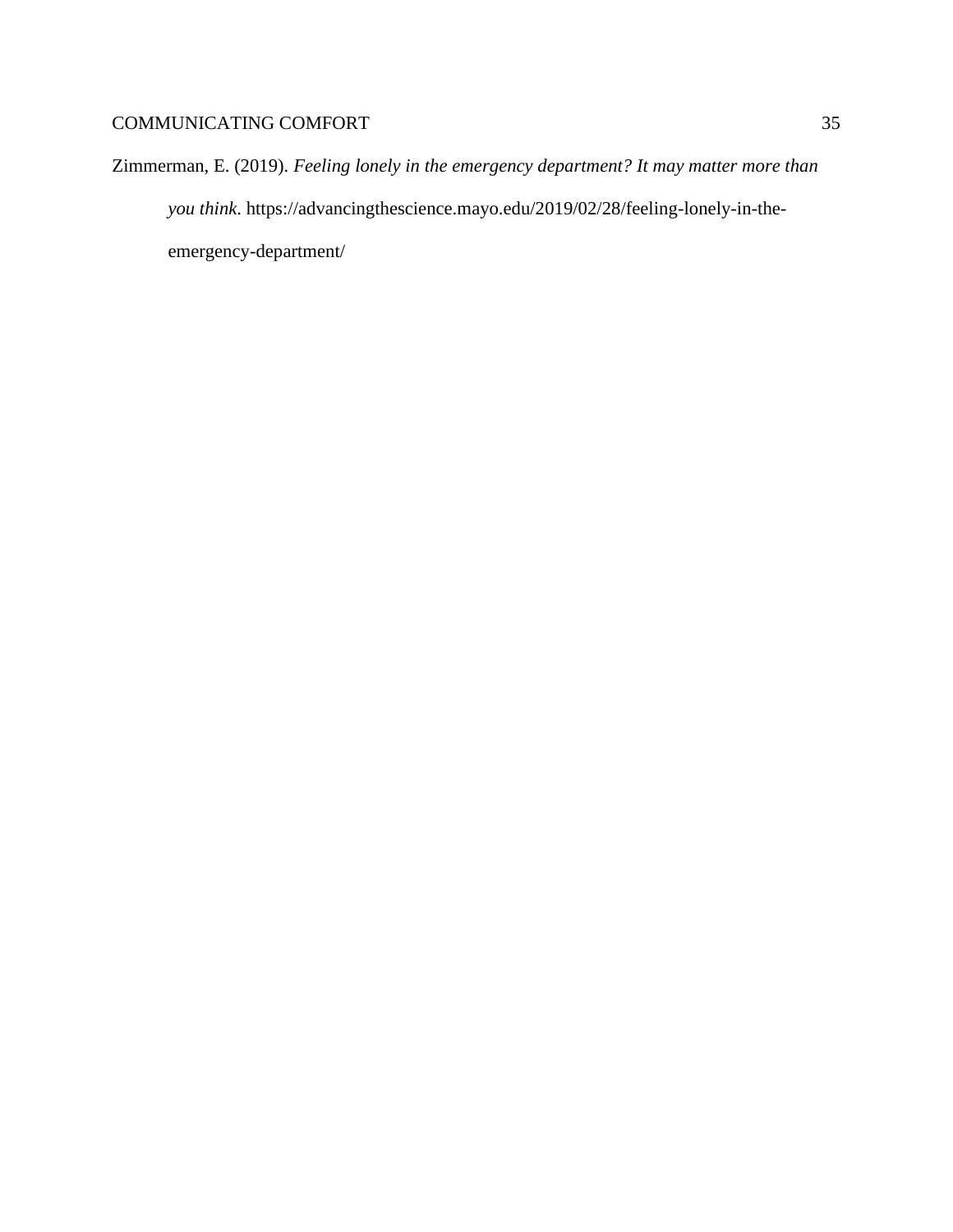Zimmerman, E. (2019). *Feeling lonely in the emergency department? It may matter more than you think*. https://advancingthescience.mayo.edu/2019/02/28/feeling-lonely-in-the-emergency-department/